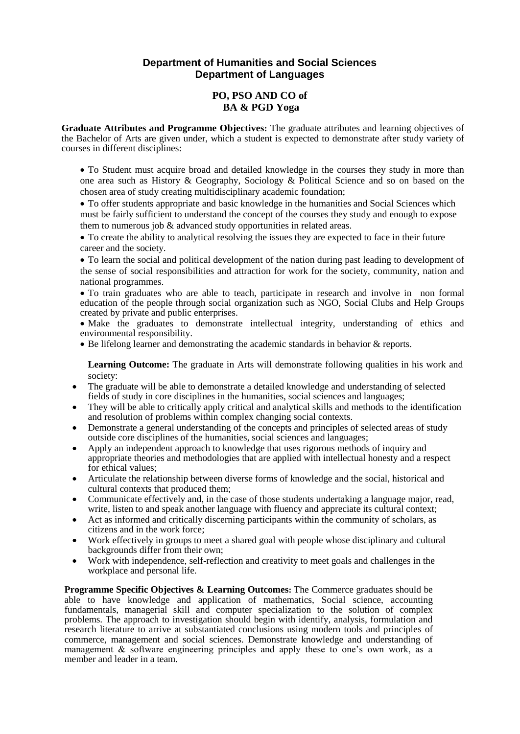## Department of Humanities and Social Sciences
## Department of Languages

### PO, PSO AND CO of
### BA & PGD Yoga

**Graduate Attributes and Programme Objectives:** The graduate attributes and learning objectives of the Bachelor of Arts are given under, which a student is expected to demonstrate after study variety of courses in different disciplines:

- To Student must acquire broad and detailed knowledge in the courses they study in more than one area such as History & Geography, Sociology & Political Science and so on based on the chosen area of study creating multidisciplinary academic foundation;
- To offer students appropriate and basic knowledge in the humanities and Social Sciences which must be fairly sufficient to understand the concept of the courses they study and enough to expose them to numerous job & advanced study opportunities in related areas.
- To create the ability to analytical resolving the issues they are expected to face in their future career and the society.
- To learn the social and political development of the nation during past leading to development of the sense of social responsibilities and attraction for work for the society, community, nation and national programmes.
- To train graduates who are able to teach, participate in research and involve in non formal education of the people through social organization such as NGO, Social Clubs and Help Groups created by private and public enterprises.
- Make the graduates to demonstrate intellectual integrity, understanding of ethics and environmental responsibility.
- Be lifelong learner and demonstrating the academic standards in behavior & reports.

**Learning Outcome:** The graduate in Arts will demonstrate following qualities in his work and society:

- The graduate will be able to demonstrate a detailed knowledge and understanding of selected fields of study in core disciplines in the humanities, social sciences and languages;
- They will be able to critically apply critical and analytical skills and methods to the identification and resolution of problems within complex changing social contexts.
- Demonstrate a general understanding of the concepts and principles of selected areas of study outside core disciplines of the humanities, social sciences and languages;
- Apply an independent approach to knowledge that uses rigorous methods of inquiry and appropriate theories and methodologies that are applied with intellectual honesty and a respect for ethical values;
- Articulate the relationship between diverse forms of knowledge and the social, historical and cultural contexts that produced them;
- Communicate effectively and, in the case of those students undertaking a language major, read, write, listen to and speak another language with fluency and appreciate its cultural context;
- Act as informed and critically discerning participants within the community of scholars, as citizens and in the work force;
- Work effectively in groups to meet a shared goal with people whose disciplinary and cultural backgrounds differ from their own;
- Work with independence, self-reflection and creativity to meet goals and challenges in the workplace and personal life.

**Programme Specific Objectives & Learning Outcomes:** The Commerce graduates should be able to have knowledge and application of mathematics, Social science, accounting fundamentals, managerial skill and computer specialization to the solution of complex problems. The approach to investigation should begin with identify, analysis, formulation and research literature to arrive at substantiated conclusions using modern tools and principles of commerce, management and social sciences. Demonstrate knowledge and understanding of management & software engineering principles and apply these to one's own work, as a member and leader in a team.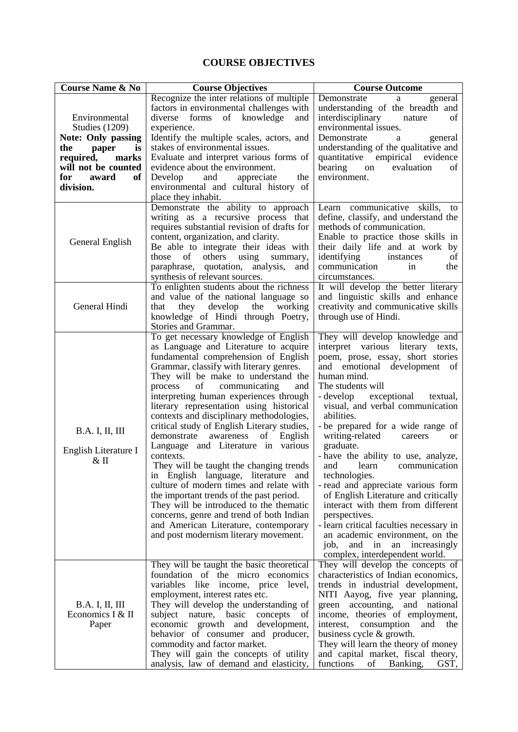# COURSE OBJECTIVES

| Course Name & No | Course Objectives | Course Outcome |
|---|---|---|
| Environmental Studies (1209) **Note: Only passing the paper is required, marks will not be counted for award of division.** | Recognize the inter relations of multiple factors in environmental challenges with diverse forms of knowledge and experience. Identify the multiple scales, actors, and stakes of environmental issues. Evaluate and interpret various forms of evidence about the environment. Develop and appreciate the environmental and cultural history of place they inhabit. | Demonstrate a general understanding of the breadth and interdisciplinary nature of environmental issues. Demonstrate a general understanding of the qualitative and quantitative empirical evidence bearing on evaluation of environment. |
| General English | Demonstrate the ability to approach writing as a recursive process that requires substantial revision of drafts for content, organization, and clarity. Be able to integrate their ideas with those of others using summary, paraphrase, quotation, analysis, and synthesis of relevant sources. | Learn communicative skills, to define, classify, and understand the methods of communication. Enable to practice those skills in their daily life and at work by identifying instances of communication in the circumstances. |
| General Hindi | To enlighten students about the richness and value of the national language so that they develop the working knowledge of Hindi through Poetry, Stories and Grammar. | It will develop the better literary and linguistic skills and enhance creativity and communicative skills through use of Hindi. |
| B.A. I, II, III English Literature I & II | To get necessary knowledge of English as Language and Literature to acquire fundamental comprehension of English Grammar, classify with literary genres. They will be make to understand the process of communicating and interpreting human experiences through literary representation using historical contexts and disciplinary methodologies, critical study of English Literary studies, demonstrate awareness of English Language and Literature in various contexts. They will be taught the changing trends in English language, literature and culture of modern times and relate with the important trends of the past period. They will be introduced to the thematic concerns, genre and trend of both Indian and American Literature, contemporary and post modernism literary movement. | They will develop knowledge and interpret various literary texts, poem, prose, essay, short stories and emotional development of human mind. The students will<br>- develop exceptional textual, visual, and verbal communication abilities.<br>- be prepared for a wide range of writing-related careers or graduate.<br>- have the ability to use, analyze, and learn communication technologies.<br>- read and appreciate various form of English Literature and critically interact with them from different perspectives.<br>- learn critical faculties necessary in an academic environment, on the job, and in an increasingly complex, interdependent world. |
| B.A. I, II, III Economics I & II Paper | They will be taught the basic theoretical foundation of the micro economics variables like income, price level, employment, interest rates etc. They will develop the understanding of subject nature, basic concepts of economic growth and development, behavior of consumer and producer, commodity and factor market. They will gain the concepts of utility analysis, law of demand and elasticity, | They will develop the concepts of characteristics of Indian economics, trends in industrial development, NITI Aayog, five year planning, green accounting, and national income, theories of employment, interest, consumption and the business cycle & growth. They will learn the theory of money and capital market, fiscal theory, functions of Banking, GST, |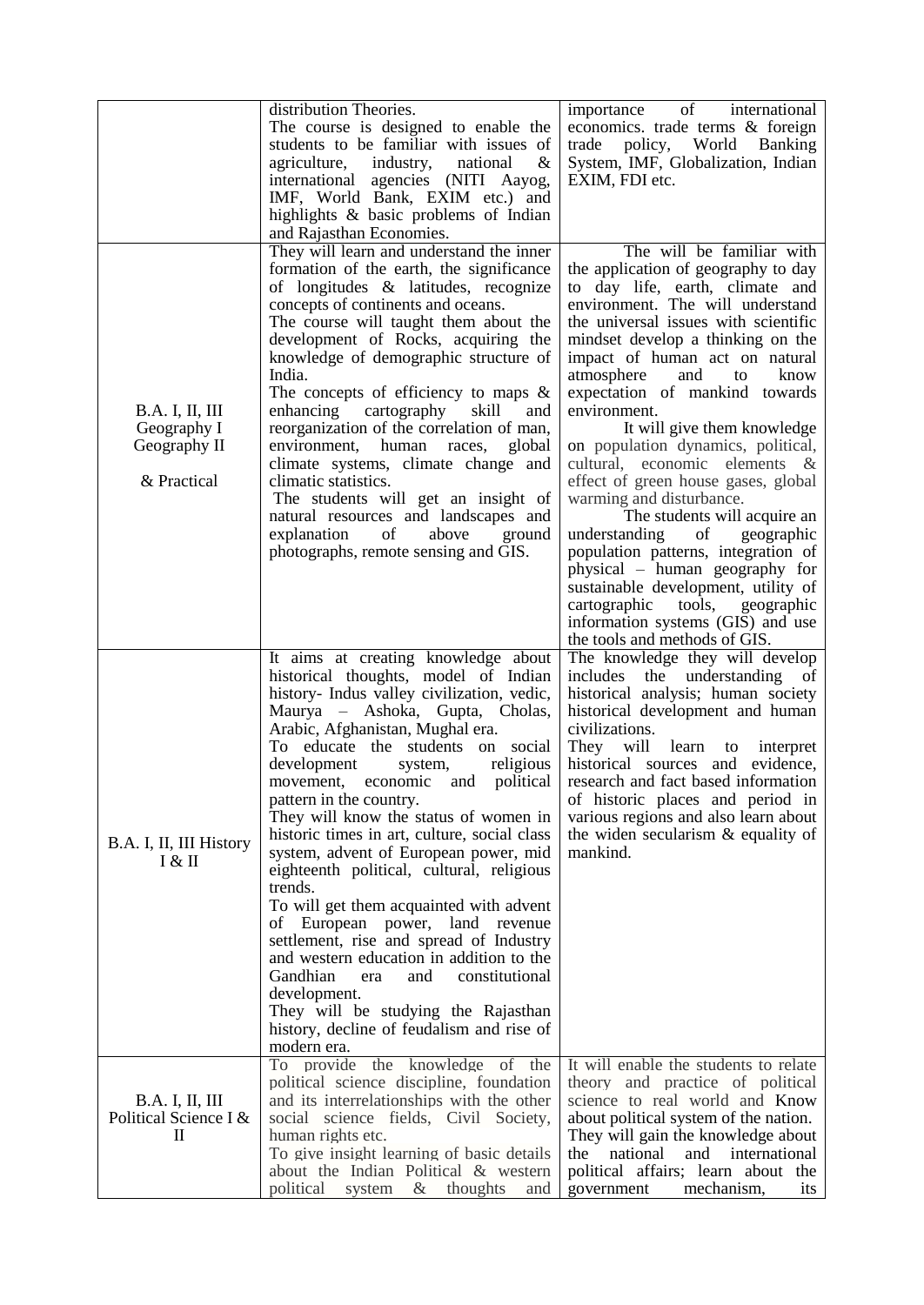| | | |
|---|---|---|
| | distribution Theories.<br>The course is designed to enable the students to be familiar with issues of agriculture, industry, national & international agencies (NITI Aayog, IMF, World Bank, EXIM etc.) and highlights & basic problems of Indian and Rajasthan Economies. | importance of international economics. trade terms & foreign trade policy, World Banking System, IMF, Globalization, Indian EXIM, FDI etc. |
| B.A. I, II, III Geography I Geography II<br><br>& Practical | They will learn and understand the inner formation of the earth, the significance of longitudes & latitudes, recognize concepts of continents and oceans.<br>The course will taught them about the development of Rocks, acquiring the knowledge of demographic structure of India.<br>The concepts of efficiency to maps & enhancing cartography skill and reorganization of the correlation of man, environment, human races, global climate systems, climate change and climatic statistics.<br>The students will get an insight of natural resources and landscapes and explanation of above ground photographs, remote sensing and GIS. | The will be familiar with the application of geography to day to day life, earth, climate and environment. The will understand the universal issues with scientific mindset develop a thinking on the impact of human act on natural atmosphere and to know expectation of mankind towards environment.<br>It will give them knowledge on population dynamics, political, cultural, economic elements & effect of green house gases, global warming and disturbance.<br>The students will acquire an understanding of geographic population patterns, integration of physical – human geography for sustainable development, utility of cartographic tools, geographic information systems (GIS) and use the tools and methods of GIS. |
| B.A. I, II, III History I & II | It aims at creating knowledge about historical thoughts, model of Indian history- Indus valley civilization, vedic, Maurya – Ashoka, Gupta, Cholas, Arabic, Afghanistan, Mughal era.<br>To educate the students on social development system, religious movement, economic and political pattern in the country.<br>They will know the status of women in historic times in art, culture, social class system, advent of European power, mid eighteenth political, cultural, religious trends.<br>To will get them acquainted with advent of European power, land revenue settlement, rise and spread of Industry and western education in addition to the Gandhian era and constitutional development.<br>They will be studying the Rajasthan history, decline of feudalism and rise of modern era. | The knowledge they will develop includes the understanding of historical analysis; human society historical development and human civilizations.<br>They will learn to interpret historical sources and evidence, research and fact based information of historic places and period in various regions and also learn about the widen secularism & equality of mankind. |
| B.A. I, II, III Political Science I & II | To provide the knowledge of the political science discipline, foundation and its interrelationships with the other social science fields, Civil Society, human rights etc.<br>To give insight learning of basic details about the Indian Political & western political system & thoughts and | It will enable the students to relate theory and practice of political science to real world and Know about political system of the nation.<br>They will gain the knowledge about the national and international political affairs; learn about the government mechanism, its |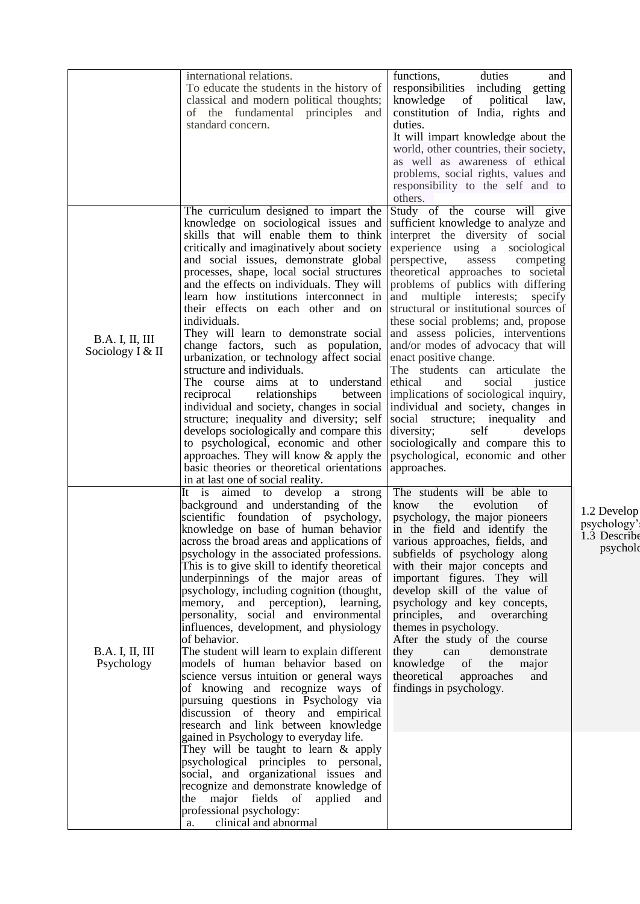| | | |
|---|---|---|
| | international relations.<br>To educate the students in the history of classical and modern political thoughts; of the fundamental principles and standard concern. | functions, duties and responsibilities including getting knowledge of political law, constitution of India, rights and duties.<br>It will impart knowledge about the world, other countries, their society, as well as awareness of ethical problems, social rights, values and responsibility to the self and to others. |
| B.A. I, II, III Sociology I & II | The curriculum designed to impart the knowledge on sociological issues and skills that will enable them to think critically and imaginatively about society and social issues, demonstrate global processes, shape, local social structures and the effects on individuals. They will learn how institutions interconnect in their effects on each other and on individuals.<br>They will learn to demonstrate social change factors, such as population, urbanization, or technology affect social structure and individuals.<br>The course aims at to understand reciprocal relationships between individual and society, changes in social structure; inequality and diversity; self develops sociologically and compare this to psychological, economic and other approaches. They will know & apply the basic theories or theoretical orientations in at last one of social reality. | Study of the course will give sufficient knowledge to analyze and interpret the diversity of social experience using a sociological perspective, assess competing theoretical approaches to societal problems of publics with differing and multiple interests; specify structural or institutional sources of these social problems; and, propose and assess policies, interventions and/or modes of advocacy that will enact positive change.<br>The students can articulate the ethical and social justice implications of sociological inquiry, individual and society, changes in social structure; inequality and diversity; self develops sociologically and compare this to psychological, economic and other approaches. |
| B.A. I, II, III Psychology | It is aimed to develop a strong background and understanding of the scientific foundation of psychology, knowledge on base of human behavior across the broad areas and applications of psychology in the associated professions. This is to give skill to identify theoretical underpinnings of the major areas of psychology, including cognition (thought, memory, and perception), learning, personality, social and environmental influences, development, and physiology of behavior.<br>The student will learn to explain different models of human behavior based on science versus intuition or general ways of knowing and recognize ways of pursuing questions in Psychology via discussion of theory and empirical research and link between knowledge gained in Psychology to everyday life.<br>They will be taught to learn & apply psychological principles to personal, social, and organizational issues and recognize and demonstrate knowledge of the major fields of applied and professional psychology:<br>a. clinical and abnormal | The students will be able to know the evolution of psychology, the major pioneers in the field and identify the various approaches, fields, and subfields of psychology along with their major concepts and important figures. They will develop skill of the value of psychology and key concepts, principles, and overarching themes in psychology.<br>After the study of the course they can demonstrate knowledge of the major theoretical approaches and findings in psychology. |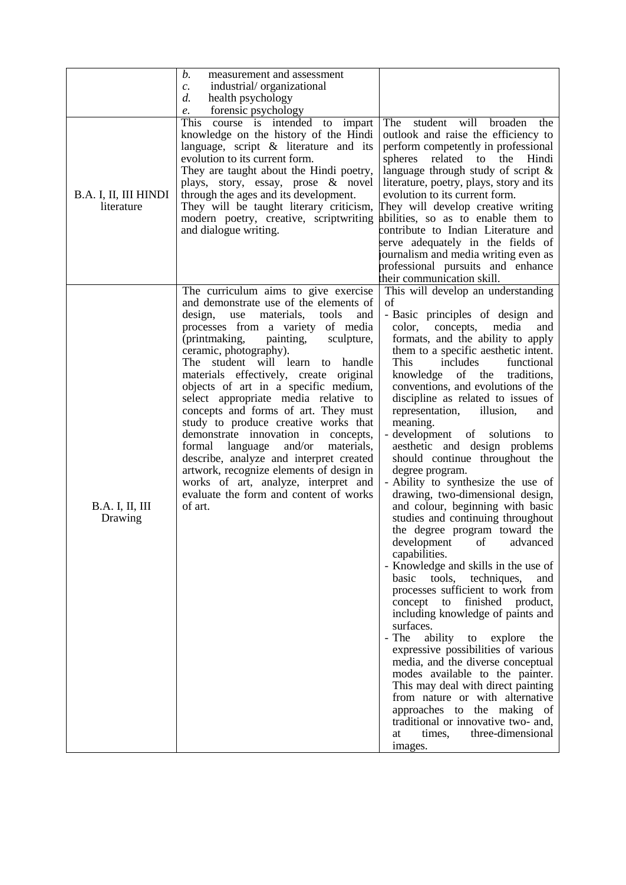| | | |
|---|---|---|
| | *b.* measurement and assessment<br>*c.* industrial/ organizational<br>*d.* health psychology<br>*e.* forensic psychology | |
| B.A. I, II, III HINDI literature | This course is intended to impart knowledge on the history of the Hindi language, script & literature and its evolution to its current form.<br>They are taught about the Hindi poetry, plays, story, essay, prose & novel through the ages and its development.<br>They will be taught literary criticism, modern poetry, creative, scriptwriting and dialogue writing. | The student will broaden the outlook and raise the efficiency to perform competently in professional spheres related to the Hindi language through study of script & literature, poetry, plays, story and its evolution to its current form.<br>They will develop creative writing abilities, so as to enable them to contribute to Indian Literature and serve adequately in the fields of journalism and media writing even as professional pursuits and enhance their communication skill. |
| B.A. I, II, III Drawing | The curriculum aims to give exercise and demonstrate use of the elements of design, use materials, tools and processes from a variety of media (printmaking, painting, sculpture, ceramic, photography).<br>The student will learn to handle materials effectively, create original objects of art in a specific medium, select appropriate media relative to concepts and forms of art. They must study to produce creative works that demonstrate innovation in concepts, formal language and/or materials, describe, analyze and interpret created artwork, recognize elements of design in works of art, analyze, interpret and evaluate the form and content of works of art. | This will develop an understanding of<br>- Basic principles of design and color, concepts, media and formats, and the ability to apply them to a specific aesthetic intent. This includes functional knowledge of the traditions, conventions, and evolutions of the discipline as related to issues of representation, illusion, and meaning.<br>- development of solutions to aesthetic and design problems should continue throughout the degree program.<br>- Ability to synthesize the use of drawing, two-dimensional design, and colour, beginning with basic studies and continuing throughout the degree program toward the development of advanced capabilities.<br>- Knowledge and skills in the use of basic tools, techniques, and processes sufficient to work from concept to finished product, including knowledge of paints and surfaces.<br>- The ability to explore the expressive possibilities of various media, and the diverse conceptual modes available to the painter. This may deal with direct painting from nature or with alternative approaches to the making of traditional or innovative two- and, at times, three-dimensional images. |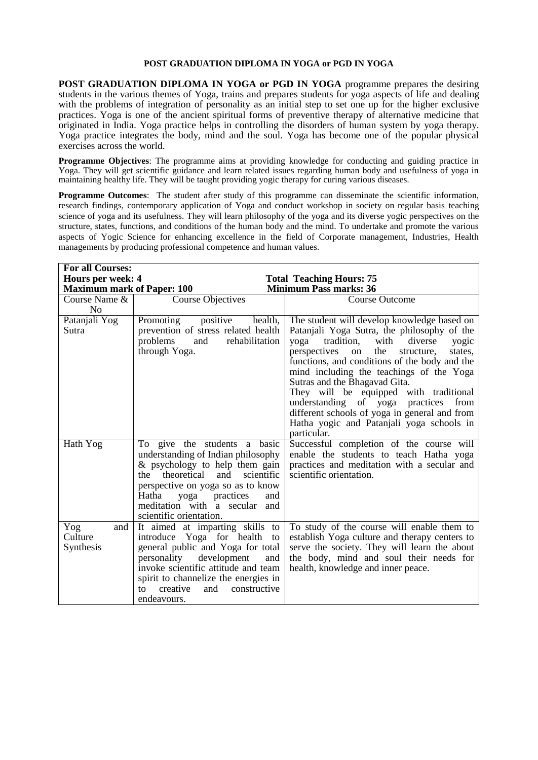# POST GRADUATION DIPLOMA IN YOGA or PGD IN YOGA

**POST GRADUATION DIPLOMA IN YOGA or PGD IN YOGA** programme prepares the desiring students in the various themes of Yoga, trains and prepares students for yoga aspects of life and dealing with the problems of integration of personality as an initial step to set one up for the higher exclusive practices. Yoga is one of the ancient spiritual forms of preventive therapy of alternative medicine that originated in India. Yoga practice helps in controlling the disorders of human system by yoga therapy. Yoga practice integrates the body, mind and the soul. Yoga has become one of the popular physical exercises across the world.

**Programme Objectives**: The programme aims at providing knowledge for conducting and guiding practice in Yoga. They will get scientific guidance and learn related issues regarding human body and usefulness of yoga in maintaining healthy life. They will be taught providing yogic therapy for curing various diseases.

**Programme Outcomes**: The student after study of this programme can disseminate the scientific information, research findings, contemporary application of Yoga and conduct workshop in society on regular basis teaching science of yoga and its usefulness. They will learn philosophy of the yoga and its diverse yogic perspectives on the structure, states, functions, and conditions of the human body and the mind. To undertake and promote the various aspects of Yogic Science for enhancing excellence in the field of Corporate management, Industries, Health managements by producing professional competence and human values.

| **For all Courses:**<br>**Hours per week: 4**<br>**Maximum mark of Paper: 100** | | **Total Teaching Hours: 75**<br>**Minimum Pass marks: 36** |
|---|---|---|
| Course Name & No | Course Objectives | Course Outcome |
| Patanjali Yog Sutra | Promoting positive health, prevention of stress related health problems and rehabilitation through Yoga. | The student will develop knowledge based on Patanjali Yoga Sutra, the philosophy of the yoga tradition, with diverse yogic perspectives on the structure, states, functions, and conditions of the body and the mind including the teachings of the Yoga Sutras and the Bhagavad Gita.<br>They will be equipped with traditional understanding of yoga practices from different schools of yoga in general and from Hatha yogic and Patanjali yoga schools in particular. |
| Hath Yog | To give the students a basic understanding of Indian philosophy & psychology to help them gain the theoretical and scientific perspective on yoga so as to know Hatha yoga practices and meditation with a secular and scientific orientation. | Successful completion of the course will enable the students to teach Hatha yoga practices and meditation with a secular and scientific orientation. |
| Yog and Culture Synthesis | It aimed at imparting skills to introduce Yoga for health to general public and Yoga for total personality development and invoke scientific attitude and team spirit to channelize the energies in to creative and constructive endeavours. | To study of the course will enable them to establish Yoga culture and therapy centers to serve the society. They will learn the about the body, mind and soul their needs for health, knowledge and inner peace. |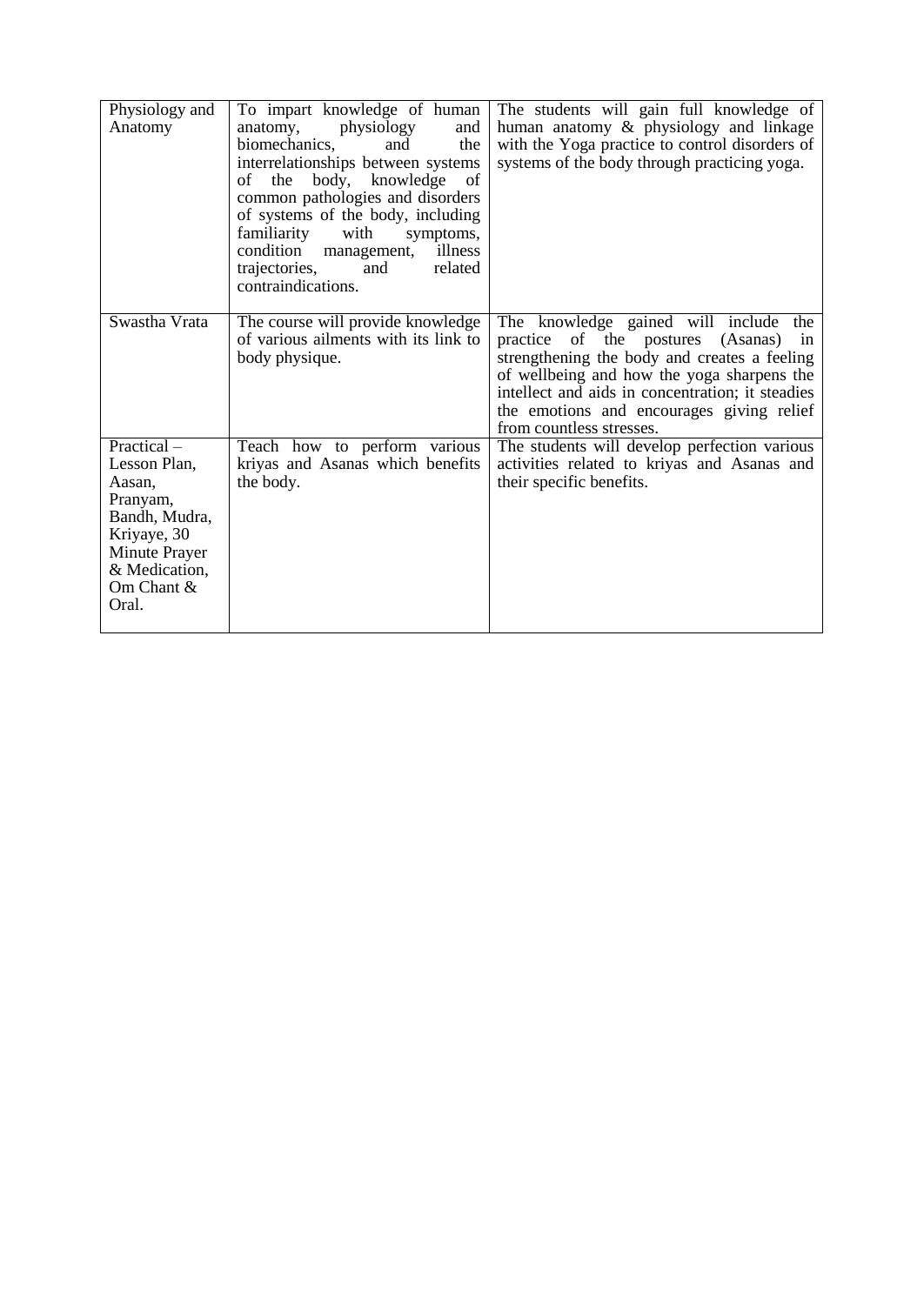| Physiology and Anatomy | To impart knowledge of human anatomy, physiology and biomechanics, and the interrelationships between systems of the body, knowledge of common pathologies and disorders of systems of the body, including familiarity with symptoms, condition management, illness trajectories, and related contraindications. | The students will gain full knowledge of human anatomy & physiology and linkage with the Yoga practice to control disorders of systems of the body through practicing yoga. |
|---|---|---|
| Swastha Vrata | The course will provide knowledge of various ailments with its link to body physique. | The knowledge gained will include the practice of the postures (Asanas) in strengthening the body and creates a feeling of wellbeing and how the yoga sharpens the intellect and aids in concentration; it steadies the emotions and encourages giving relief from countless stresses. |
| Practical – Lesson Plan, Aasan, Pranyam, Bandh, Mudra, Kriyaye, 30 Minute Prayer & Medication, Om Chant & Oral. | Teach how to perform various kriyas and Asanas which benefits the body. | The students will develop perfection various activities related to kriyas and Asanas and their specific benefits. |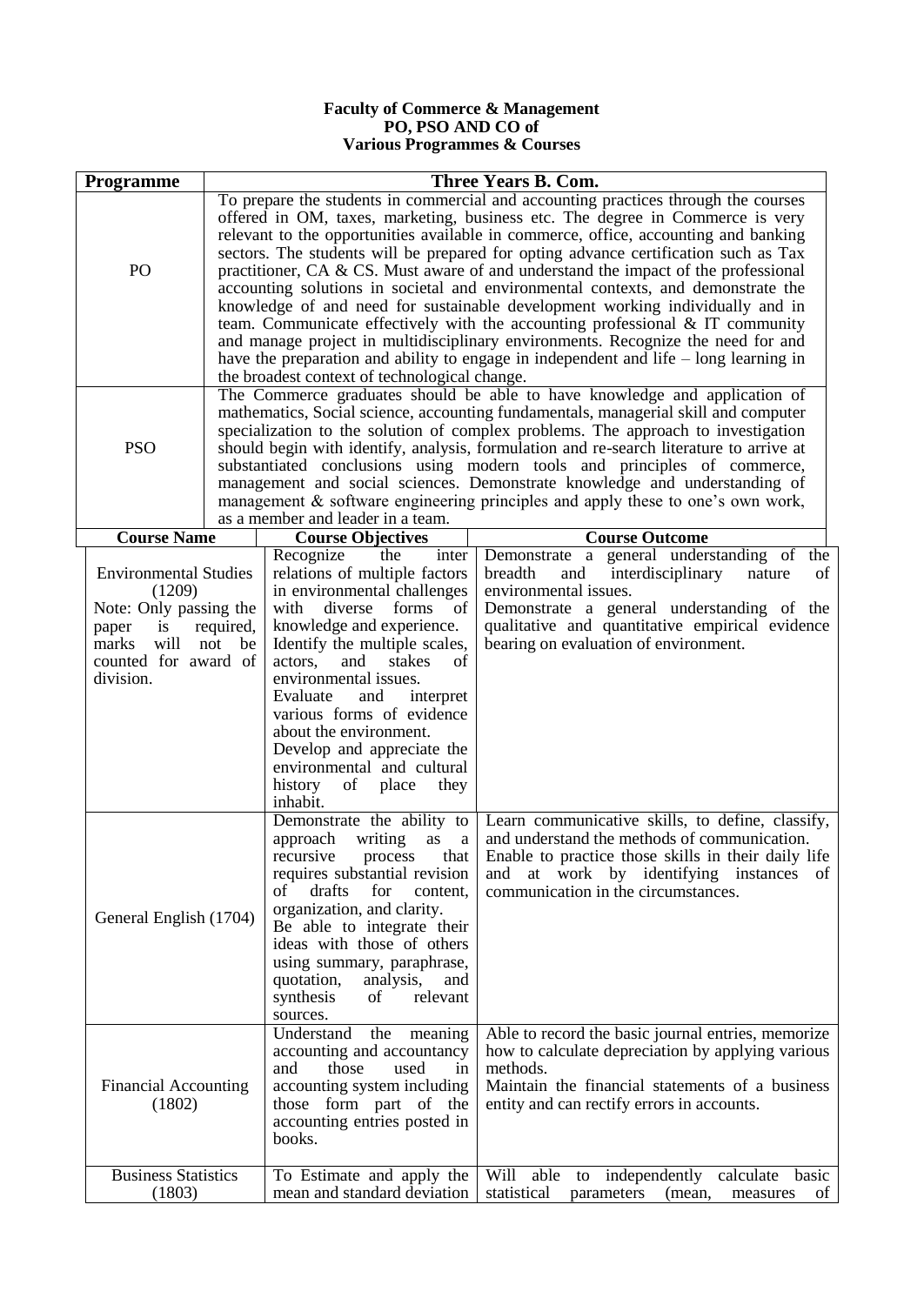**Faculty of Commerce & Management**
**PO, PSO AND CO of**
**Various Programmes & Courses**

| Programme | Three Years B. Com. | |
|---|---|---|
| PO | To prepare the students in commercial and accounting practices through the courses offered in OM, taxes, marketing, business etc. The degree in Commerce is very relevant to the opportunities available in commerce, office, accounting and banking sectors. The students will be prepared for opting advance certification such as Tax practitioner, CA & CS. Must aware of and understand the impact of the professional accounting solutions in societal and environmental contexts, and demonstrate the knowledge of and need for sustainable development working individually and in team. Communicate effectively with the accounting professional & IT community and manage project in multidisciplinary environments. Recognize the need for and have the preparation and ability to engage in independent and life – long learning in the broadest context of technological change. | |
| PSO | The Commerce graduates should be able to have knowledge and application of mathematics, Social science, accounting fundamentals, managerial skill and computer specialization to the solution of complex problems. The approach to investigation should begin with identify, analysis, formulation and re-search literature to arrive at substantiated conclusions using modern tools and principles of commerce, management and social sciences. Demonstrate knowledge and understanding of management & software engineering principles and apply these to one's own work, as a member and leader in a team. | |
| **Course Name** | **Course Objectives** | **Course Outcome** |
| Environmental Studies (1209)<br>Note: Only passing the paper is required, marks will not be counted for award of division. | Recognize the inter relations of multiple factors in environmental challenges with diverse forms of knowledge and experience.<br>Identify the multiple scales, actors, and stakes of environmental issues.<br>Evaluate and interpret various forms of evidence about the environment.<br>Develop and appreciate the environmental and cultural history of place they inhabit. | Demonstrate a general understanding of the breadth and interdisciplinary nature of environmental issues.<br>Demonstrate a general understanding of the qualitative and quantitative empirical evidence bearing on evaluation of environment. |
| General English (1704) | Demonstrate the ability to approach writing as a recursive process that requires substantial revision of drafts for content, organization, and clarity.<br>Be able to integrate their ideas with those of others using summary, paraphrase, quotation, analysis, and synthesis of relevant sources. | Learn communicative skills, to define, classify, and understand the methods of communication.<br>Enable to practice those skills in their daily life and at work by identifying instances of communication in the circumstances. |
| Financial Accounting (1802) | Understand the meaning accounting and accountancy and those used in accounting system including those form part of the accounting entries posted in books. | Able to record the basic journal entries, memorize how to calculate depreciation by applying various methods.<br>Maintain the financial statements of a business entity and can rectify errors in accounts. |
| Business Statistics (1803) | To Estimate and apply the mean and standard deviation | Will able to independently calculate basic statistical parameters (mean, measures of |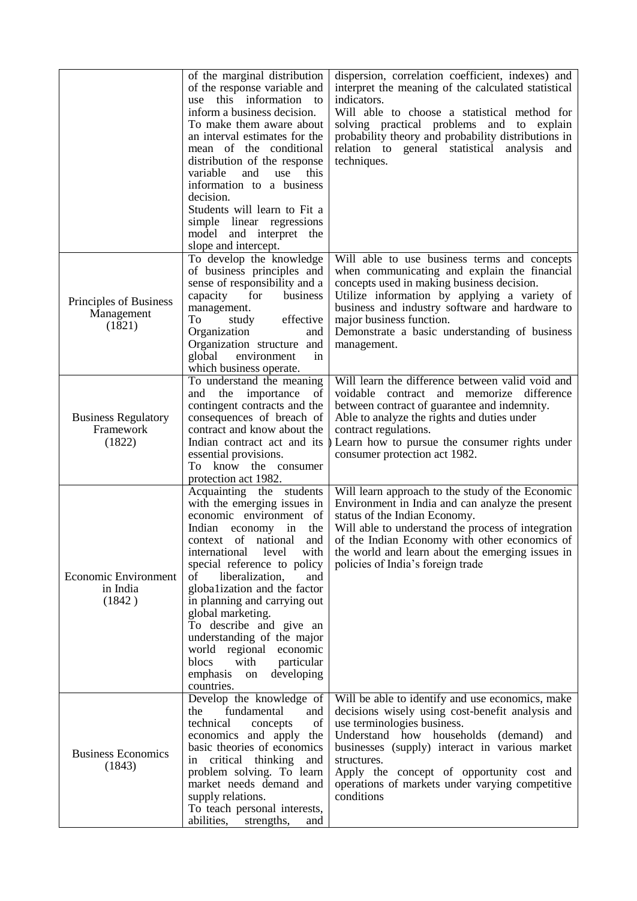| | | |
|---|---|---|
| | of the marginal distribution of the response variable and use this information to inform a business decision. To make them aware about an interval estimates for the mean of the conditional distribution of the response variable and use this information to a business decision. Students will learn to Fit a simple linear regressions model and interpret the slope and intercept. | dispersion, correlation coefficient, indexes) and interpret the meaning of the calculated statistical indicators. Will able to choose a statistical method for solving practical problems and to explain probability theory and probability distributions in relation to general statistical analysis and techniques. |
| Principles of Business Management (1821) | To develop the knowledge of business principles and sense of responsibility and a capacity for business management. To study effective Organization and Organization structure and global environment in which business operate. | Will able to use business terms and concepts when communicating and explain the financial concepts used in making business decision. Utilize information by applying a variety of business and industry software and hardware to major business function. Demonstrate a basic understanding of business management. |
| Business Regulatory Framework (1822) | To understand the meaning and the importance of contingent contracts and the consequences of breach of contract and know about the Indian contract act and its essential provisions. To know the consumer protection act 1982. | Will learn the difference between valid void and voidable contract and memorize difference between contract of guarantee and indemnity. Able to analyze the rights and duties under contract regulations. ) Learn how to pursue the consumer rights under consumer protection act 1982. |
| Economic Environment in India (1842 ) | Acquainting the students with the emerging issues in economic environment of Indian economy in the context of national and international level with special reference to policy of liberalization, and globa1ization and the factor in planning and carrying out global marketing. To describe and give an understanding of the major world regional economic blocs with particular emphasis on developing countries. | Will learn approach to the study of the Economic Environment in India and can analyze the present status of the Indian Economy. Will able to understand the process of integration of the Indian Economy with other economics of the world and learn about the emerging issues in policies of India's foreign trade |
| Business Economics (1843) | Develop the knowledge of the fundamental and technical concepts of economics and apply the basic theories of economics in critical thinking and problem solving. To learn market needs demand and supply relations. To teach personal interests, abilities, strengths, and | Will be able to identify and use economics, make decisions wisely using cost-benefit analysis and use terminologies business. Understand how households (demand) and businesses (supply) interact in various market structures. Apply the concept of opportunity cost and operations of markets under varying competitive conditions |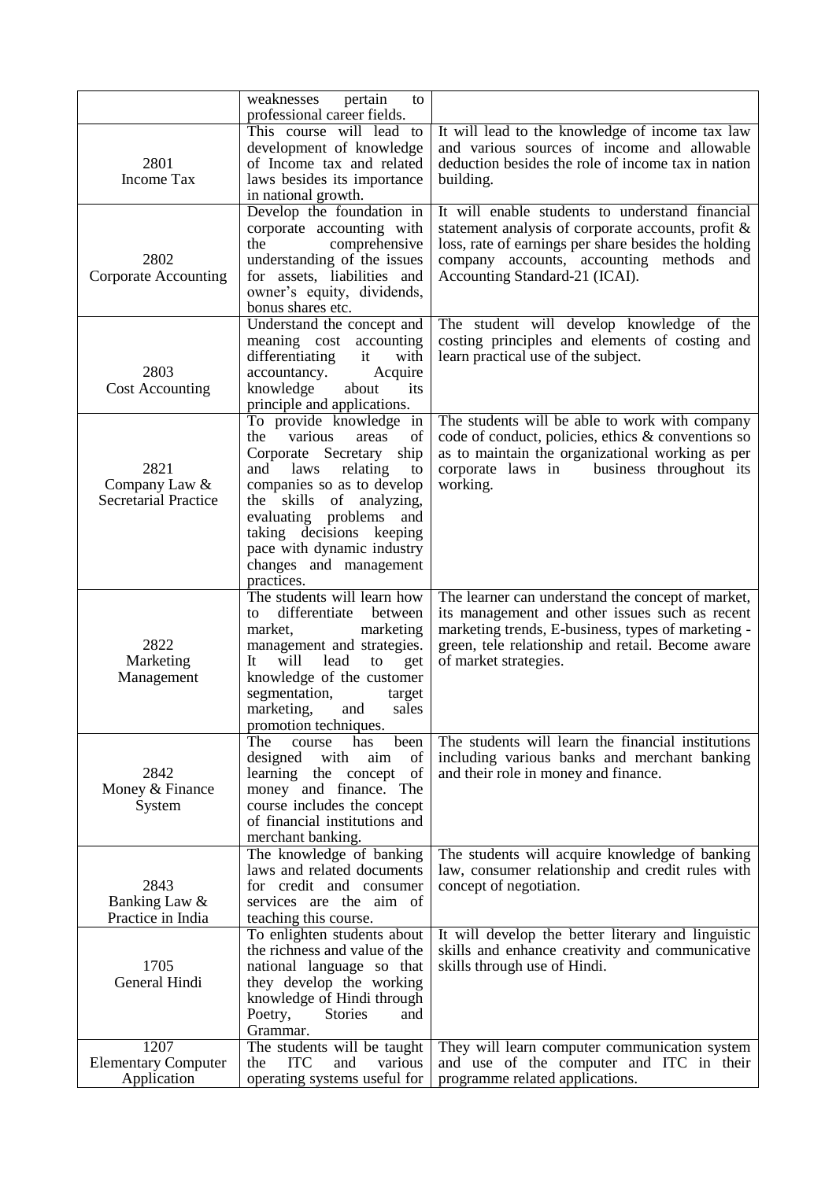|  |  |  |
| --- | --- | --- |
|  | weaknesses pertain to professional career fields. |  |
| 2801 Income Tax | This course will lead to development of knowledge of Income tax and related laws besides its importance in national growth. | It will lead to the knowledge of income tax law and various sources of income and allowable deduction besides the role of income tax in nation building. |
| 2802 Corporate Accounting | Develop the foundation in corporate accounting with the comprehensive understanding of the issues for assets, liabilities and owner's equity, dividends, bonus shares etc. | It will enable students to understand financial statement analysis of corporate accounts, profit & loss, rate of earnings per share besides the holding company accounts, accounting methods and Accounting Standard-21 (ICAI). |
| 2803 Cost Accounting | Understand the concept and meaning cost accounting differentiating it with accountancy. Acquire knowledge about its principle and applications. | The student will develop knowledge of the costing principles and elements of costing and learn practical use of the subject. |
| 2821 Company Law & Secretarial Practice | To provide knowledge in the various areas of Corporate Secretary ship and laws relating to companies so as to develop the skills of analyzing, evaluating problems and taking decisions keeping pace with dynamic industry changes and management practices. | The students will be able to work with company code of conduct, policies, ethics & conventions so as to maintain the organizational working as per corporate laws in business throughout its working. |
| 2822 Marketing Management | The students will learn how to differentiate between market, marketing management and strategies. It will lead to get knowledge of the customer segmentation, target marketing, and sales promotion techniques. | The learner can understand the concept of market, its management and other issues such as recent marketing trends, E-business, types of marketing - green, tele relationship and retail. Become aware of market strategies. |
| 2842 Money & Finance System | The course has been designed with aim of learning the concept of money and finance. The course includes the concept of financial institutions and merchant banking. | The students will learn the financial institutions including various banks and merchant banking and their role in money and finance. |
| 2843 Banking Law & Practice in India | The knowledge of banking laws and related documents for credit and consumer services are the aim of teaching this course. | The students will acquire knowledge of banking law, consumer relationship and credit rules with concept of negotiation. |
| 1705 General Hindi | To enlighten students about the richness and value of the national language so that they develop the working knowledge of Hindi through Poetry, Stories and Grammar. | It will develop the better literary and linguistic skills and enhance creativity and communicative skills through use of Hindi. |
| 1207 Elementary Computer Application | The students will be taught the ITC and various operating systems useful for | They will learn computer communication system and use of the computer and ITC in their programme related applications. |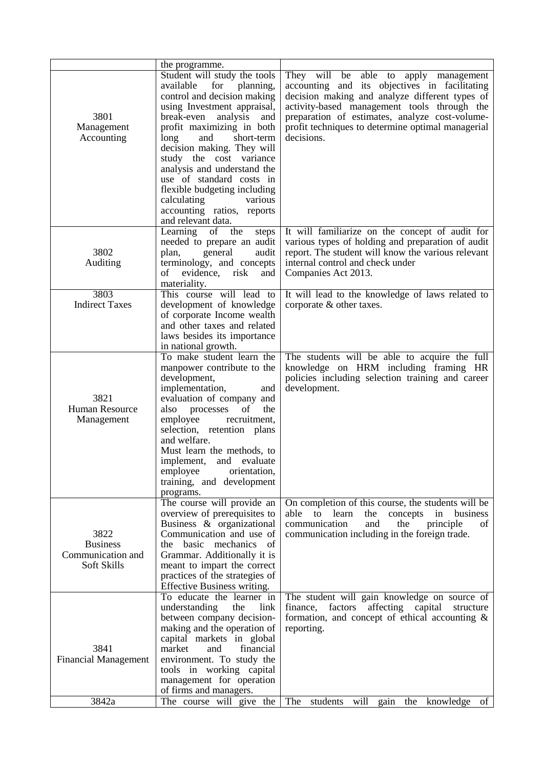| | | |
|---|---|---|
| | the programme. | |
| 3801 Management Accounting | Student will study the tools available for planning, control and decision making using Investment appraisal, break-even analysis and profit maximizing in both long and short-term decision making. They will study the cost variance analysis and understand the use of standard costs in flexible budgeting including calculating various accounting ratios, reports and relevant data. | They will be able to apply management accounting and its objectives in facilitating decision making and analyze different types of activity-based management tools through the preparation of estimates, analyze cost-volume-profit techniques to determine optimal managerial decisions. |
| 3802 Auditing | Learning of the steps needed to prepare an audit plan, general audit terminology, and concepts of evidence, risk and materiality. | It will familiarize on the concept of audit for various types of holding and preparation of audit report. The student will know the various relevant internal control and check under Companies Act 2013. |
| 3803 Indirect Taxes | This course will lead to development of knowledge of corporate Income wealth and other taxes and related laws besides its importance in national growth. | It will lead to the knowledge of laws related to corporate & other taxes. |
| 3821 Human Resource Management | To make student learn the manpower contribute to the development, implementation, and evaluation of company and also processes of the employee recruitment, selection, retention plans and welfare. Must learn the methods, to implement, and evaluate employee orientation, training, and development programs. | The students will be able to acquire the full knowledge on HRM including framing HR policies including selection training and career development. |
| 3822 Business Communication and Soft Skills | The course will provide an overview of prerequisites to Business & organizational Communication and use of the basic mechanics of Grammar. Additionally it is meant to impart the correct practices of the strategies of Effective Business writing. | On completion of this course, the students will be able to learn the concepts in business communication and the principle of communication including in the foreign trade. |
| 3841 Financial Management | To educate the learner in understanding the link between company decision-making and the operation of capital markets in global market and financial environment. To study the tools in working capital management for operation of firms and managers. | The student will gain knowledge on source of finance, factors affecting capital structure formation, and concept of ethical accounting & reporting. |
| 3842a | The course will give the | The students will gain the knowledge of |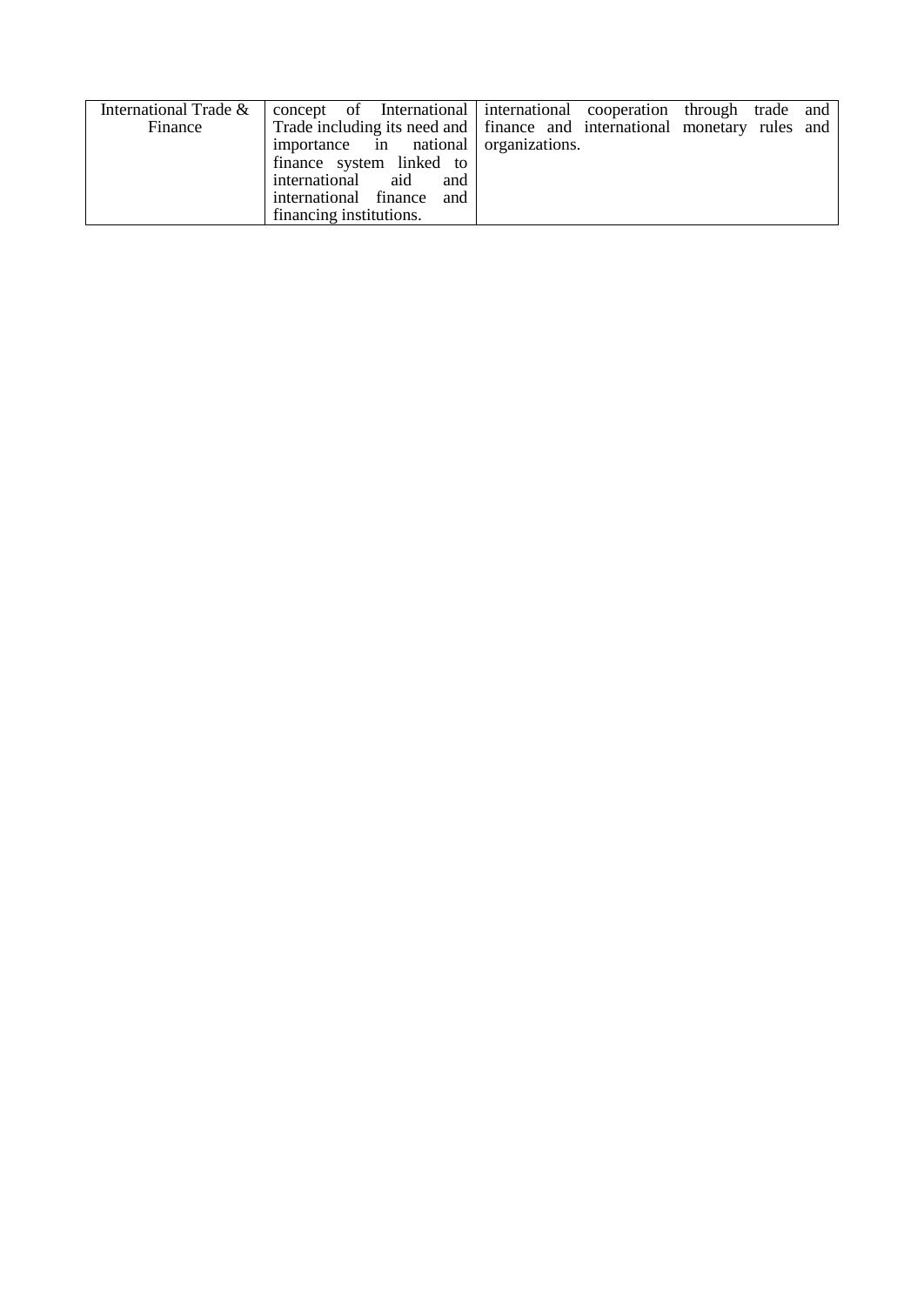| | | |
|---|---|---|
| International Trade & Finance | concept of International Trade including its need and importance in national finance system linked to international aid and international finance and financing institutions. | international cooperation through trade and finance and international monetary rules and organizations. |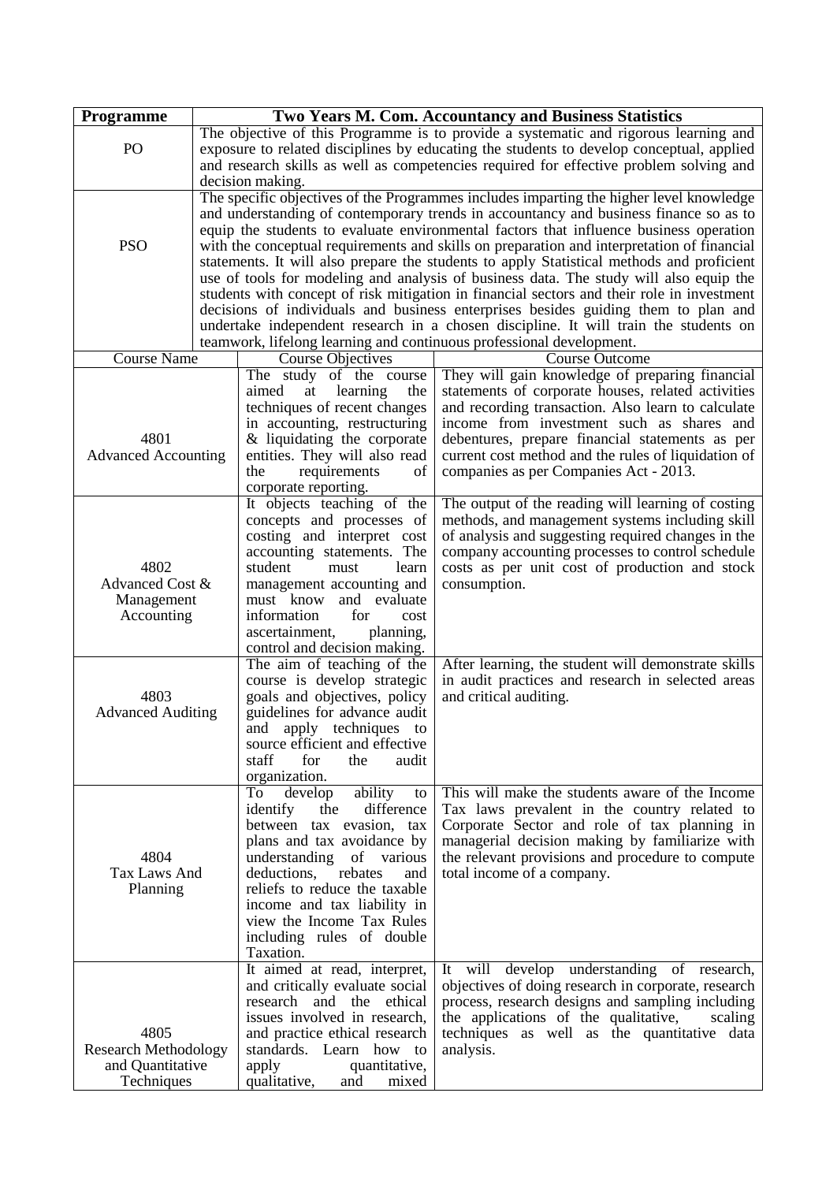| Programme | Two Years M. Com. Accountancy and Business Statistics | |
|---|---|---|
| PO | The objective of this Programme is to provide a systematic and rigorous learning and exposure to related disciplines by educating the students to develop conceptual, applied and research skills as well as competencies required for effective problem solving and decision making. | |
| PSO | The specific objectives of the Programmes includes imparting the higher level knowledge and understanding of contemporary trends in accountancy and business finance so as to equip the students to evaluate environmental factors that influence business operation with the conceptual requirements and skills on preparation and interpretation of financial statements. It will also prepare the students to apply Statistical methods and proficient use of tools for modeling and analysis of business data. The study will also equip the students with concept of risk mitigation in financial sectors and their role in investment decisions of individuals and business enterprises besides guiding them to plan and undertake independent research in a chosen discipline. It will train the students on teamwork, lifelong learning and continuous professional development. | |
| Course Name | Course Objectives | Course Outcome |
| 4801 Advanced Accounting | The study of the course aimed at learning the techniques of recent changes in accounting, restructuring & liquidating the corporate entities. They will also read the requirements of corporate reporting. | They will gain knowledge of preparing financial statements of corporate houses, related activities and recording transaction. Also learn to calculate income from investment such as shares and debentures, prepare financial statements as per current cost method and the rules of liquidation of companies as per Companies Act - 2013. |
| 4802 Advanced Cost & Management Accounting | It objects teaching of the concepts and processes of costing and interpret cost accounting statements. The student must learn management accounting and must know and evaluate information for cost ascertainment, planning, control and decision making. | The output of the reading will learning of costing methods, and management systems including skill of analysis and suggesting required changes in the company accounting processes to control schedule costs as per unit cost of production and stock consumption. |
| 4803 Advanced Auditing | The aim of teaching of the course is develop strategic goals and objectives, policy guidelines for advance audit and apply techniques to source efficient and effective staff for the audit organization. | After learning, the student will demonstrate skills in audit practices and research in selected areas and critical auditing. |
| 4804 Tax Laws And Planning | To develop ability to identify the difference between tax evasion, tax plans and tax avoidance by understanding of various deductions, rebates and reliefs to reduce the taxable income and tax liability in view the Income Tax Rules including rules of double Taxation. | This will make the students aware of the Income Tax laws prevalent in the country related to Corporate Sector and role of tax planning in managerial decision making by familiarize with the relevant provisions and procedure to compute total income of a company. |
| 4805 Research Methodology and Quantitative Techniques | It aimed at read, interpret, and critically evaluate social research and the ethical issues involved in research, and practice ethical research standards. Learn how to apply quantitative, qualitative, and mixed | It will develop understanding of research, objectives of doing research in corporate, research process, research designs and sampling including the applications of the qualitative, scaling techniques as well as the quantitative data analysis. |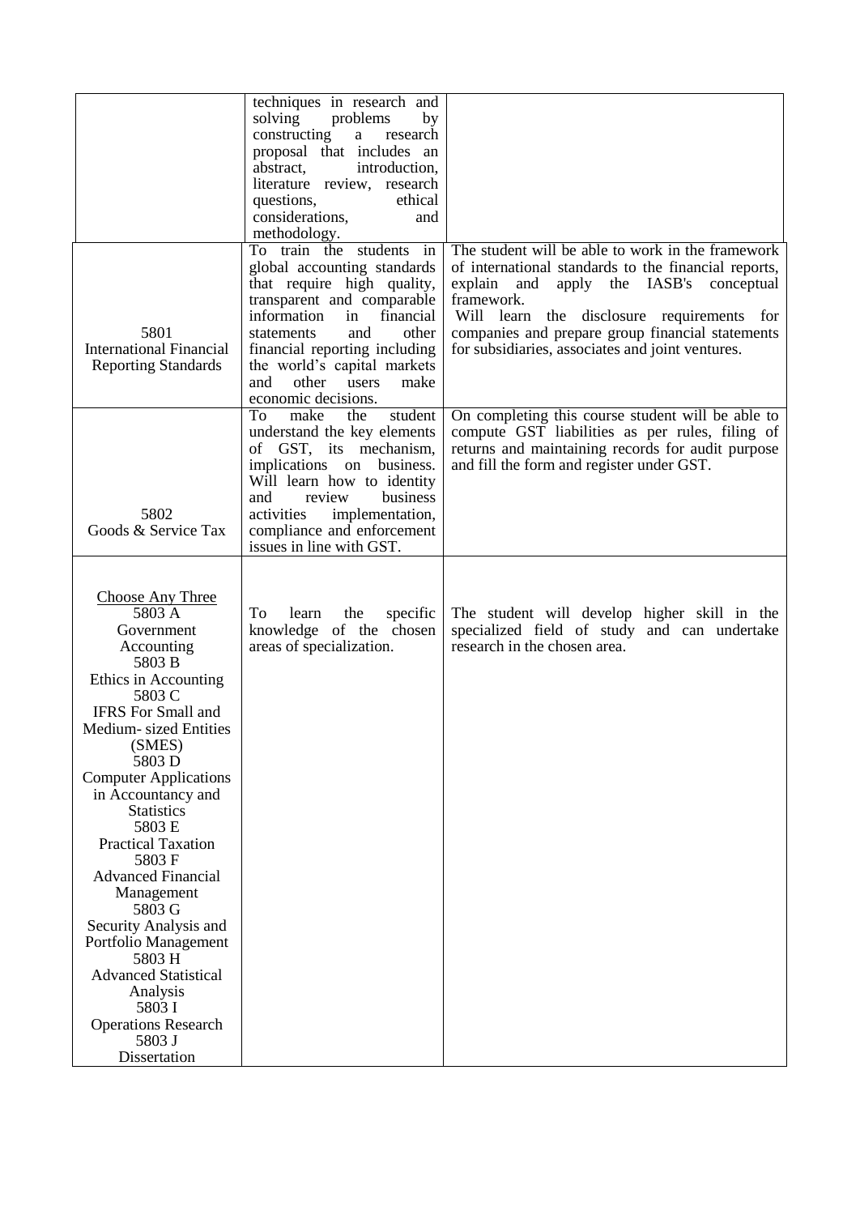| | | |
|---|---|---|
| | techniques in research and solving problems by constructing a research proposal that includes an abstract, introduction, literature review, research questions, ethical considerations, and methodology. | |
| 5801<br>International Financial Reporting Standards | To train the students in global accounting standards that require high quality, transparent and comparable information in financial statements and other financial reporting including the world's capital markets and other users make economic decisions. | The student will be able to work in the framework of international standards to the financial reports, explain and apply the IASB's conceptual framework.<br>Will learn the disclosure requirements for companies and prepare group financial statements for subsidiaries, associates and joint ventures. |
| 5802<br>Goods & Service Tax | To make the student understand the key elements of GST, its mechanism, implications on business. Will learn how to identity and review business activities implementation, compliance and enforcement issues in line with GST. | On completing this course student will be able to compute GST liabilities as per rules, filing of returns and maintaining records for audit purpose and fill the form and register under GST. |
| <u>Choose Any Three</u><br>5803 A<br>Government Accounting<br>5803 B<br>Ethics in Accounting<br>5803 C<br>IFRS For Small and Medium- sized Entities (SMES)<br>5803 D<br>Computer Applications in Accountancy and Statistics<br>5803 E<br>Practical Taxation<br>5803 F<br>Advanced Financial Management<br>5803 G<br>Security Analysis and Portfolio Management<br>5803 H<br>Advanced Statistical Analysis<br>5803 I<br>Operations Research<br>5803 J<br>Dissertation | To learn the specific knowledge of the chosen areas of specialization. | The student will develop higher skill in the specialized field of study and can undertake research in the chosen area. |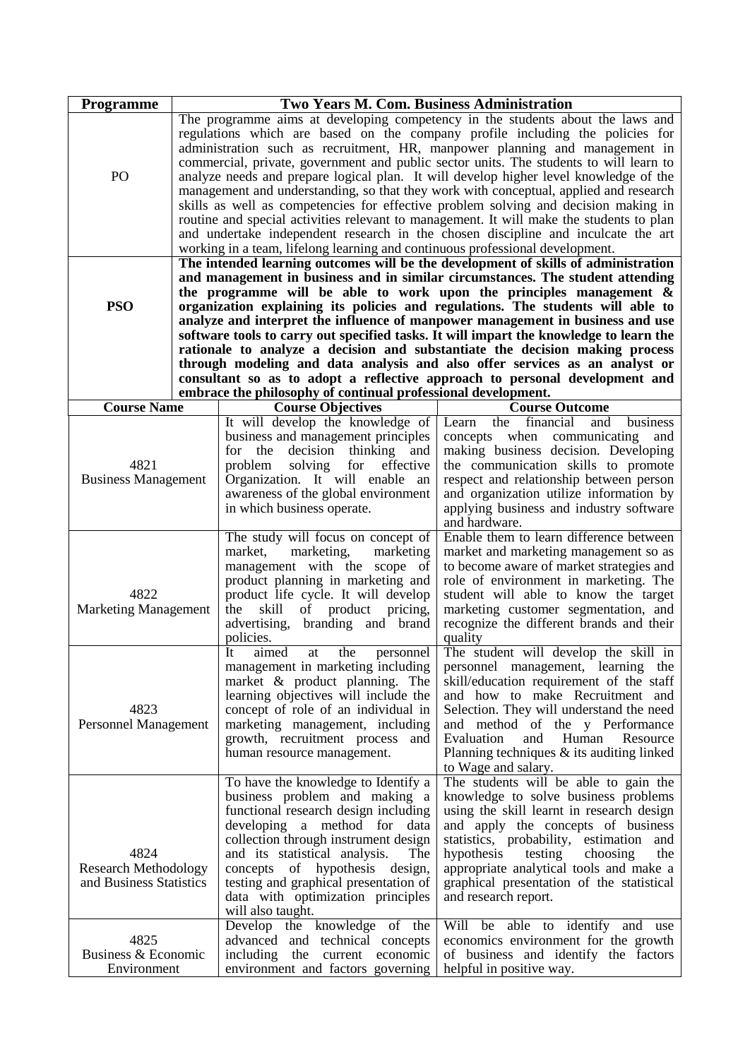| **Programme** | **Two Years M. Com. Business Administration** | |
|---|---|---|
| PO | The programme aims at developing competency in the students about the laws and regulations which are based on the company profile including the policies for administration such as recruitment, HR, manpower planning and management in commercial, private, government and public sector units. The students to will learn to analyze needs and prepare logical plan. It will develop higher level knowledge of the management and understanding, so that they work with conceptual, applied and research skills as well as competencies for effective problem solving and decision making in routine and special activities relevant to management. It will make the students to plan and undertake independent research in the chosen discipline and inculcate the art working in a team, lifelong learning and continuous professional development. | |
| **PSO** | **The intended learning outcomes will be the development of skills of administration and management in business and in similar circumstances. The student attending the programme will be able to work upon the principles management & organization explaining its policies and regulations. The students will able to analyze and interpret the influence of manpower management in business and use software tools to carry out specified tasks. It will impart the knowledge to learn the rationale to analyze a decision and substantiate the decision making process through modeling and data analysis and also offer services as an analyst or consultant so as to adopt a reflective approach to personal development and embrace the philosophy of continual professional development.** | |
| **Course Name** | **Course Objectives** | **Course Outcome** |
| 4821 Business Management | It will develop the knowledge of business and management principles for the decision thinking and problem solving for effective Organization. It will enable an awareness of the global environment in which business operate. | Learn the financial and business concepts when communicating and making business decision. Developing the communication skills to promote respect and relationship between person and organization utilize information by applying business and industry software and hardware. |
| 4822 Marketing Management | The study will focus on concept of market, marketing, marketing management with the scope of product planning in marketing and product life cycle. It will develop the skill of product pricing, advertising, branding and brand policies. | Enable them to learn difference between market and marketing management so as to become aware of market strategies and role of environment in marketing. The student will able to know the target marketing customer segmentation, and recognize the different brands and their quality |
| 4823 Personnel Management | It aimed at the personnel management in marketing including market & product planning. The learning objectives will include the concept of role of an individual in marketing management, including growth, recruitment process and human resource management. | The student will develop the skill in personnel management, learning the skill/education requirement of the staff and how to make Recruitment and Selection. They will understand the need and method of the y Performance Evaluation and Human Resource Planning techniques & its auditing linked to Wage and salary. |
| 4824 Research Methodology and Business Statistics | To have the knowledge to Identify a business problem and making a functional research design including developing a method for data collection through instrument design and its statistical analysis. The concepts of hypothesis design, testing and graphical presentation of data with optimization principles will also taught. | The students will be able to gain the knowledge to solve business problems using the skill learnt in research design and apply the concepts of business statistics, probability, estimation and hypothesis testing choosing the appropriate analytical tools and make a graphical presentation of the statistical and research report. |
| 4825 Business & Economic Environment | Develop the knowledge of the advanced and technical concepts including the current economic environment and factors governing | Will be able to identify and use economics environment for the growth of business and identify the factors helpful in positive way. |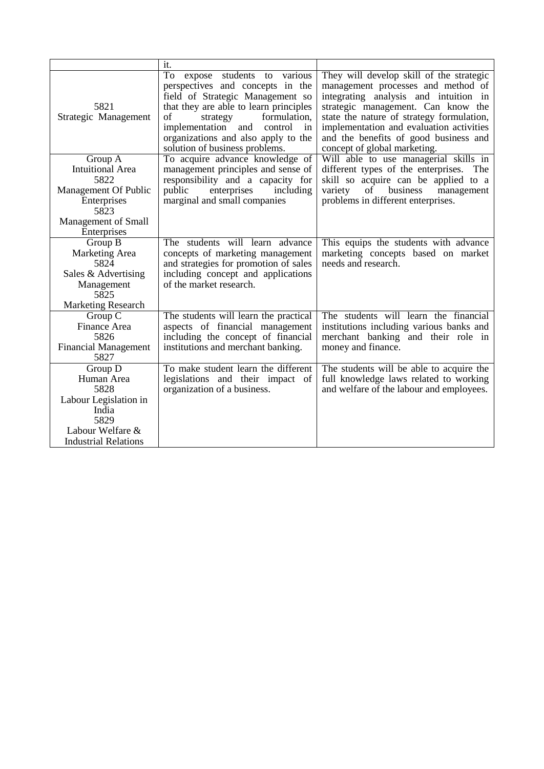| | | |
|---|---|---|
| | it. | |
| 5821<br>Strategic Management | To expose students to various perspectives and concepts in the field of Strategic Management so that they are able to learn principles of strategy formulation, implementation and control in organizations and also apply to the solution of business problems. | They will develop skill of the strategic management processes and method of integrating analysis and intuition in strategic management. Can know the state the nature of strategy formulation, implementation and evaluation activities and the benefits of good business and concept of global marketing. |
| Group A<br>Intuitional Area<br>5822<br>Management Of Public Enterprises<br>5823<br>Management of Small Enterprises | To acquire advance knowledge of management principles and sense of responsibility and a capacity for public enterprises including marginal and small companies | Will able to use managerial skills in different types of the enterprises. The skill so acquire can be applied to a variety of business management problems in different enterprises. |
| Group B<br>Marketing Area<br>5824<br>Sales & Advertising Management<br>5825<br>Marketing Research | The students will learn advance concepts of marketing management and strategies for promotion of sales including concept and applications of the market research. | This equips the students with advance marketing concepts based on market needs and research. |
| Group C<br>Finance Area<br>5826<br>Financial Management<br>5827 | The students will learn the practical aspects of financial management including the concept of financial institutions and merchant banking. | The students will learn the financial institutions including various banks and merchant banking and their role in money and finance. |
| Group D<br>Human Area<br>5828<br>Labour Legislation in India<br>5829<br>Labour Welfare & Industrial Relations | To make student learn the different legislations and their impact of organization of a business. | The students will be able to acquire the full knowledge laws related to working and welfare of the labour and employees. |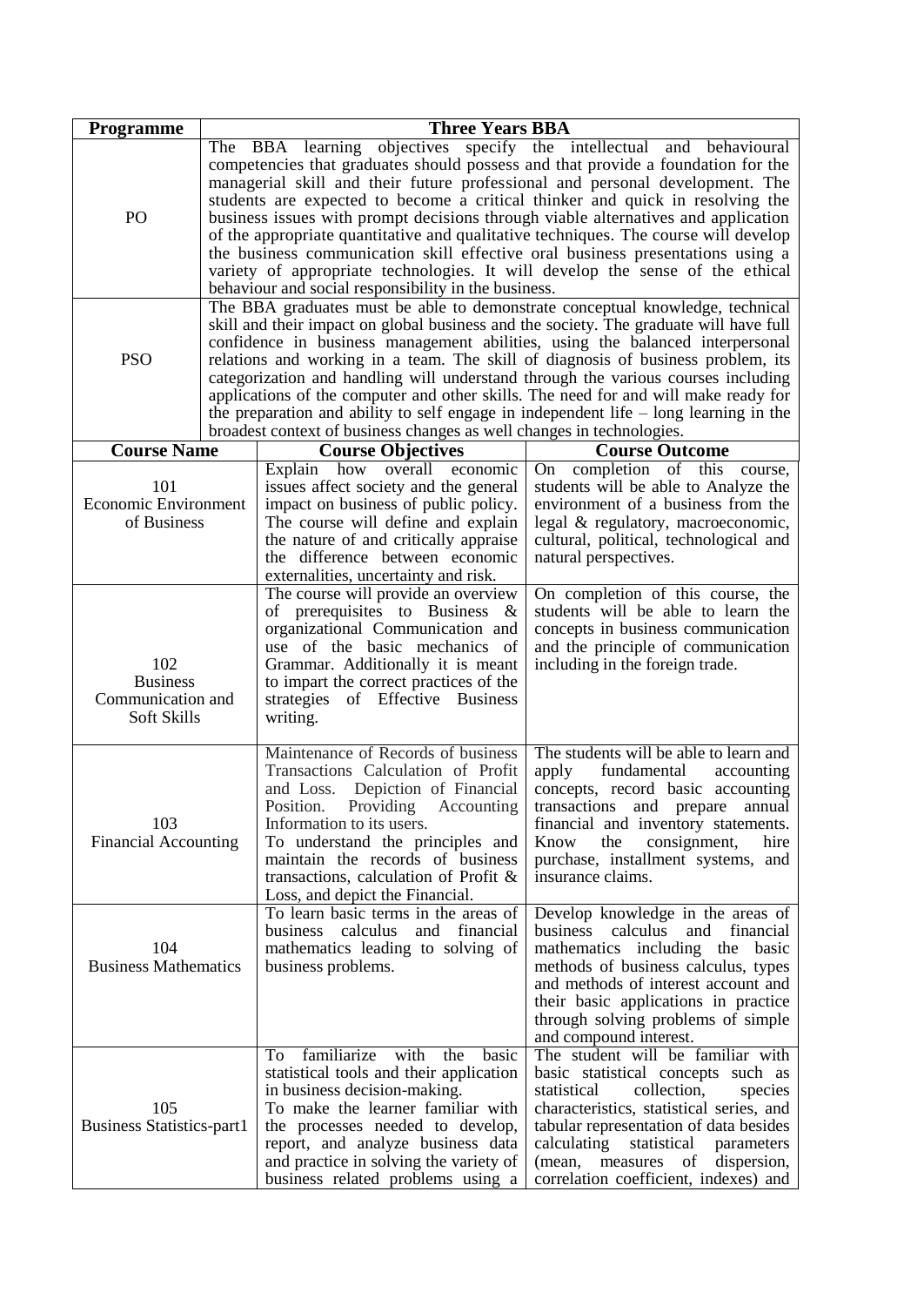| Programme | Three Years BBA | |
|---|---|---|
| PO | The BBA learning objectives specify the intellectual and behavioural competencies that graduates should possess and that provide a foundation for the managerial skill and their future professional and personal development. The students are expected to become a critical thinker and quick in resolving the business issues with prompt decisions through viable alternatives and application of the appropriate quantitative and qualitative techniques. The course will develop the business communication skill effective oral business presentations using a variety of appropriate technologies. It will develop the sense of the ethical behaviour and social responsibility in the business. | |
| PSO | The BBA graduates must be able to demonstrate conceptual knowledge, technical skill and their impact on global business and the society. The graduate will have full confidence in business management abilities, using the balanced interpersonal relations and working in a team. The skill of diagnosis of business problem, its categorization and handling will understand through the various courses including applications of the computer and other skills. The need for and will make ready for the preparation and ability to self engage in independent life – long learning in the broadest context of business changes as well changes in technologies. | |
| **Course Name** | **Course Objectives** | **Course Outcome** |
| 101 Economic Environment of Business | Explain how overall economic issues affect society and the general impact on business of public policy. The course will define and explain the nature of and critically appraise the difference between economic externalities, uncertainty and risk. | On completion of this course, students will be able to Analyze the environment of a business from the legal & regulatory, macroeconomic, cultural, political, technological and natural perspectives. |
| 102 Business Communication and Soft Skills | The course will provide an overview of prerequisites to Business & organizational Communication and use of the basic mechanics of Grammar. Additionally it is meant to impart the correct practices of the strategies of Effective Business writing. | On completion of this course, the students will be able to learn the concepts in business communication and the principle of communication including in the foreign trade. |
| 103 Financial Accounting | Maintenance of Records of business Transactions Calculation of Profit and Loss. Depiction of Financial Position. Providing Accounting Information to its users.<br>To understand the principles and maintain the records of business transactions, calculation of Profit & Loss, and depict the Financial. | The students will be able to learn and apply fundamental accounting concepts, record basic accounting transactions and prepare annual financial and inventory statements. Know the consignment, hire purchase, installment systems, and insurance claims. |
| 104 Business Mathematics | To learn basic terms in the areas of business calculus and financial mathematics leading to solving of business problems. | Develop knowledge in the areas of business calculus and financial mathematics including the basic methods of business calculus, types and methods of interest account and their basic applications in practice through solving problems of simple and compound interest. |
| 105 Business Statistics-part1 | To familiarize with the basic statistical tools and their application in business decision-making.<br>To make the learner familiar with the processes needed to develop, report, and analyze business data and practice in solving the variety of business related problems using a | The student will be familiar with basic statistical concepts such as statistical collection, species characteristics, statistical series, and tabular representation of data besides calculating statistical parameters (mean, measures of dispersion, correlation coefficient, indexes) and |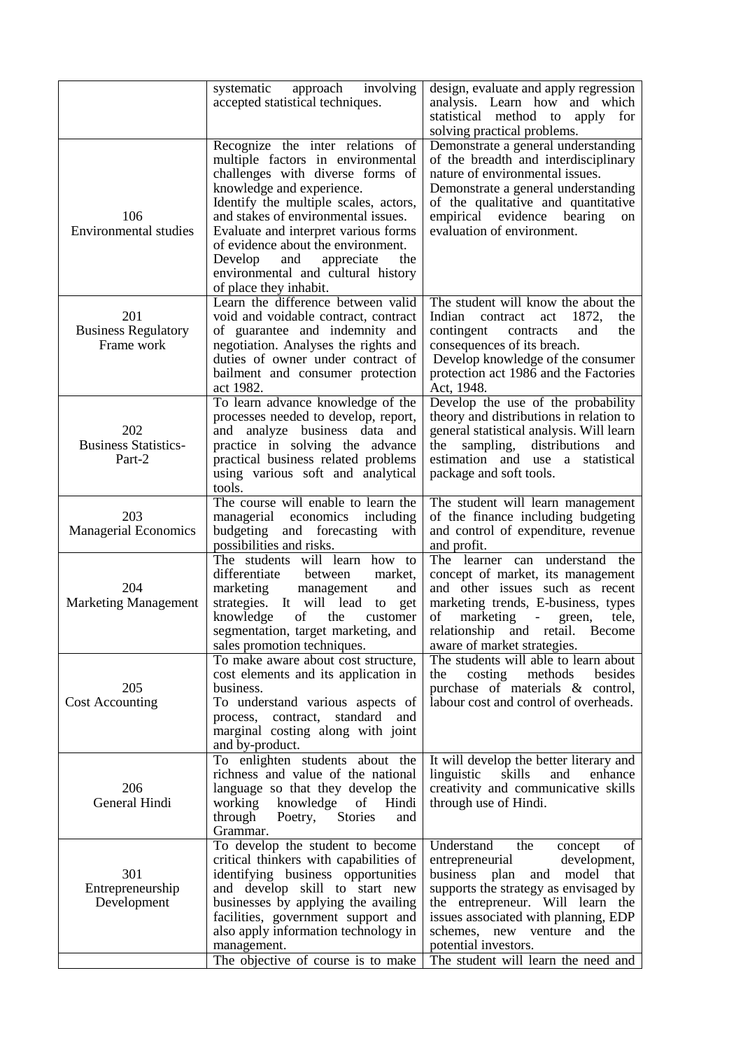| | | |
|---|---|---|
| | systematic approach involving accepted statistical techniques. | design, evaluate and apply regression analysis. Learn how and which statistical method to apply for solving practical problems. |
| 106<br>Environmental studies | Recognize the inter relations of multiple factors in environmental challenges with diverse forms of knowledge and experience.<br>Identify the multiple scales, actors, and stakes of environmental issues.<br>Evaluate and interpret various forms of evidence about the environment.<br>Develop and appreciate the environmental and cultural history of place they inhabit. | Demonstrate a general understanding of the breadth and interdisciplinary nature of environmental issues.<br>Demonstrate a general understanding of the qualitative and quantitative empirical evidence bearing on evaluation of environment. |
| 201<br>Business Regulatory Frame work | Learn the difference between valid void and voidable contract, contract of guarantee and indemnity and negotiation. Analyses the rights and duties of owner under contract of bailment and consumer protection act 1982. | The student will know the about the Indian contract act 1872, the contingent contracts and the consequences of its breach.<br>Develop knowledge of the consumer protection act 1986 and the Factories Act, 1948. |
| 202<br>Business Statistics-Part-2 | To learn advance knowledge of the processes needed to develop, report, and analyze business data and practice in solving the advance practical business related problems using various soft and analytical tools. | Develop the use of the probability theory and distributions in relation to general statistical analysis. Will learn the sampling, distributions and estimation and use a statistical package and soft tools. |
| 203<br>Managerial Economics | The course will enable to learn the managerial economics including budgeting and forecasting with possibilities and risks. | The student will learn management of the finance including budgeting and control of expenditure, revenue and profit. |
| 204<br>Marketing Management | The students will learn how to differentiate between market, marketing management and strategies. It will lead to get knowledge of the customer segmentation, target marketing, and sales promotion techniques. | The learner can understand the concept of market, its management and other issues such as recent marketing trends, E-business, types of marketing - green, tele, relationship and retail. Become aware of market strategies. |
| 205<br>Cost Accounting | To make aware about cost structure, cost elements and its application in business.<br>To understand various aspects of process, contract, standard and marginal costing along with joint and by-product. | The students will able to learn about the costing methods besides purchase of materials & control, labour cost and control of overheads. |
| 206<br>General Hindi | To enlighten students about the richness and value of the national language so that they develop the working knowledge of Hindi through Poetry, Stories and Grammar. | It will develop the better literary and linguistic skills and enhance creativity and communicative skills through use of Hindi. |
| 301<br>Entrepreneurship Development | To develop the student to become critical thinkers with capabilities of identifying business opportunities and develop skill to start new businesses by applying the availing facilities, government support and also apply information technology in management. | Understand the concept of entrepreneurial development, business plan and model that supports the strategy as envisaged by the entrepreneur. Will learn the issues associated with planning, EDP schemes, new venture and the potential investors. |
| | The objective of course is to make | The student will learn the need and |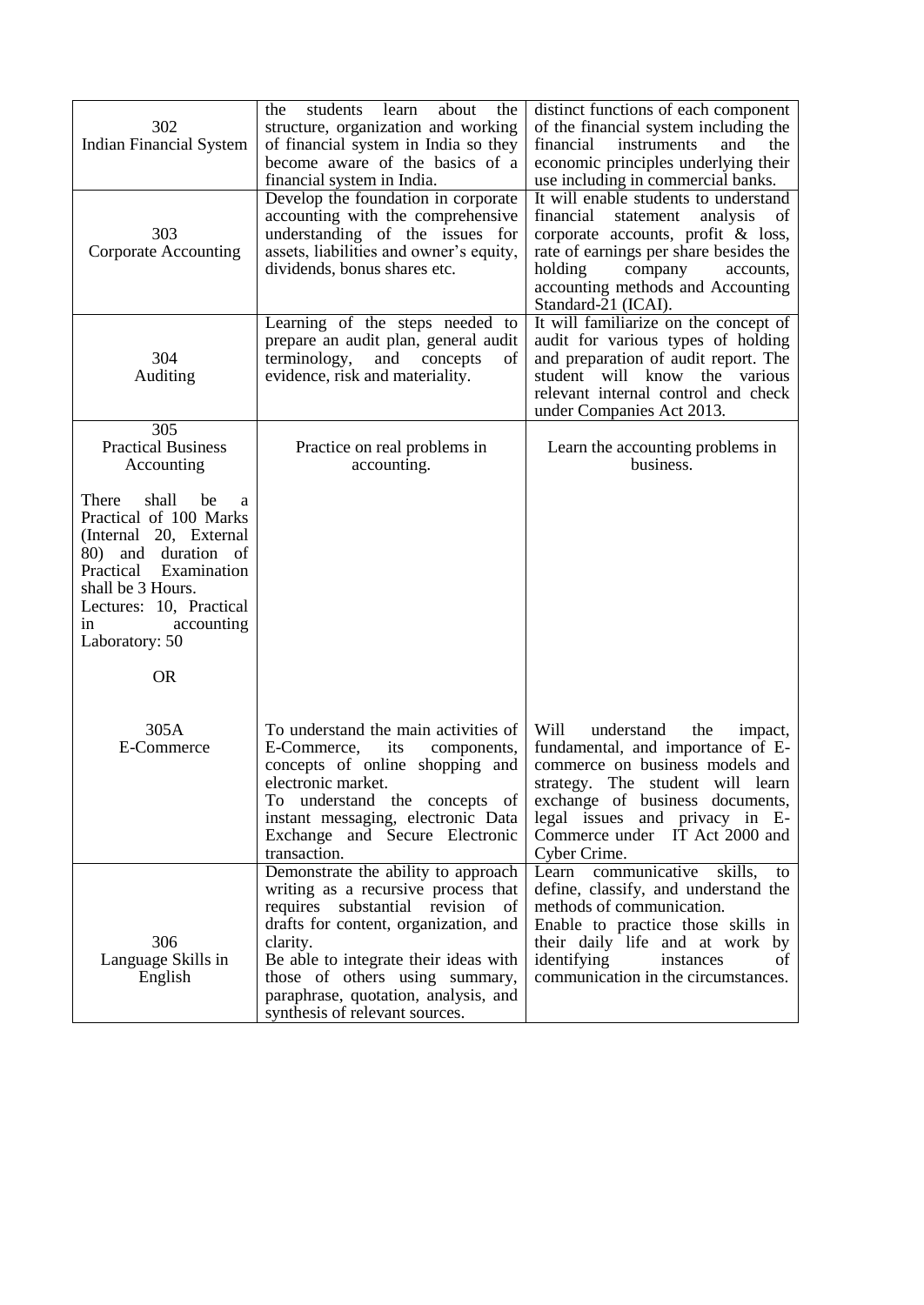| | | |
|---|---|---|
| 302<br>Indian Financial System | the students learn about the structure, organization and working of financial system in India so they become aware of the basics of a financial system in India. | distinct functions of each component of the financial system including the financial instruments and the economic principles underlying their use including in commercial banks. |
| 303<br>Corporate Accounting | Develop the foundation in corporate accounting with the comprehensive understanding of the issues for assets, liabilities and owner's equity, dividends, bonus shares etc. | It will enable students to understand financial statement analysis of corporate accounts, profit & loss, rate of earnings per share besides the holding company accounts, accounting methods and Accounting Standard-21 (ICAI). |
| 304<br>Auditing | Learning of the steps needed to prepare an audit plan, general audit terminology, and concepts of evidence, risk and materiality. | It will familiarize on the concept of audit for various types of holding and preparation of audit report. The student will know the various relevant internal control and check under Companies Act 2013. |
| 305<br>Practical Business Accounting<br><br>There shall be a Practical of 100 Marks (Internal 20, External 80) and duration of Practical Examination shall be 3 Hours.<br>Lectures: 10, Practical in accounting Laboratory: 50<br><br>OR<br><br>305A<br>E-Commerce | Practice on real problems in accounting.<br><br><br><br><br><br><br><br><br>To understand the main activities of E-Commerce, its components, concepts of online shopping and electronic market.<br>To understand the concepts of instant messaging, electronic Data Exchange and Secure Electronic transaction. | Learn the accounting problems in business.<br><br><br><br><br><br><br><br><br>Will understand the impact, fundamental, and importance of E-commerce on business models and strategy. The student will learn exchange of business documents, legal issues and privacy in E-Commerce under IT Act 2000 and Cyber Crime. |
| 306<br>Language Skills in English | Demonstrate the ability to approach writing as a recursive process that requires substantial revision of drafts for content, organization, and clarity.<br>Be able to integrate their ideas with those of others using summary, paraphrase, quotation, analysis, and synthesis of relevant sources. | Learn communicative skills, to define, classify, and understand the methods of communication.<br>Enable to practice those skills in their daily life and at work by identifying instances of communication in the circumstances. |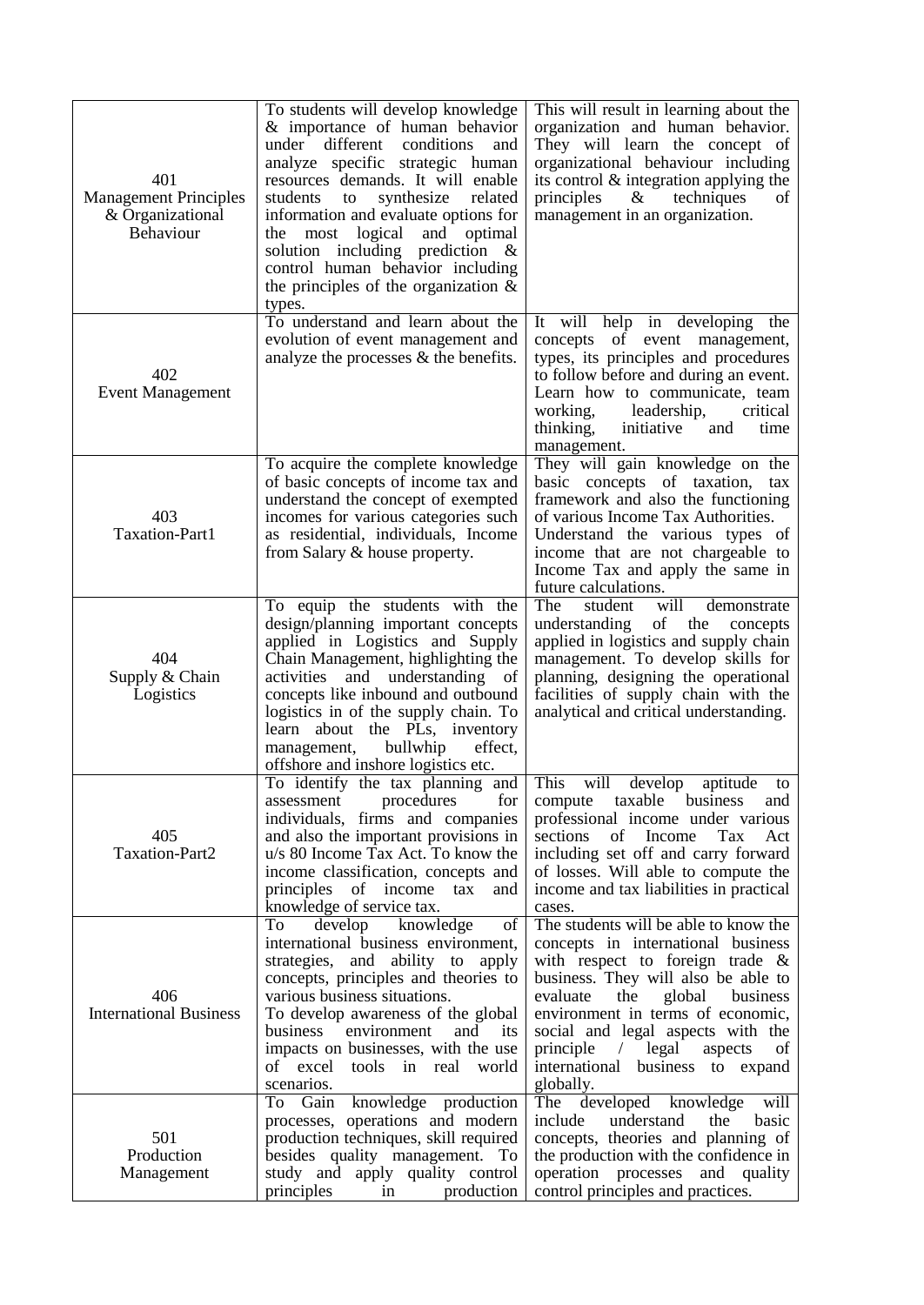| | | |
|---|---|---|
| 401 Management Principles & Organizational Behaviour | To students will develop knowledge & importance of human behavior under different conditions and analyze specific strategic human resources demands. It will enable students to synthesize related information and evaluate options for the most logical and optimal solution including prediction & control human behavior including the principles of the organization & types. | This will result in learning about the organization and human behavior. They will learn the concept of organizational behaviour including its control & integration applying the principles & techniques of management in an organization. |
| 402 Event Management | To understand and learn about the evolution of event management and analyze the processes & the benefits. | It will help in developing the concepts of event management, types, its principles and procedures to follow before and during an event. Learn how to communicate, team working, leadership, critical thinking, initiative and time management. |
| 403 Taxation-Part1 | To acquire the complete knowledge of basic concepts of income tax and understand the concept of exempted incomes for various categories such as residential, individuals, Income from Salary & house property. | They will gain knowledge on the basic concepts of taxation, tax framework and also the functioning of various Income Tax Authorities. Understand the various types of income that are not chargeable to Income Tax and apply the same in future calculations. |
| 404 Supply & Chain Logistics | To equip the students with the design/planning important concepts applied in Logistics and Supply Chain Management, highlighting the activities and understanding of concepts like inbound and outbound logistics in of the supply chain. To learn about the PLs, inventory management, bullwhip effect, offshore and inshore logistics etc. | The student will demonstrate understanding of the concepts applied in logistics and supply chain management. To develop skills for planning, designing the operational facilities of supply chain with the analytical and critical understanding. |
| 405 Taxation-Part2 | To identify the tax planning and assessment procedures for individuals, firms and companies and also the important provisions in u/s 80 Income Tax Act. To know the income classification, concepts and principles of income tax and knowledge of service tax. | This will develop aptitude to compute taxable business and professional income under various sections of Income Tax Act including set off and carry forward of losses. Will able to compute the income and tax liabilities in practical cases. |
| 406 International Business | To develop knowledge of international business environment, strategies, and ability to apply concepts, principles and theories to various business situations.<br>To develop awareness of the global business environment and its impacts on businesses, with the use of excel tools in real world scenarios. | The students will be able to know the concepts in international business with respect to foreign trade & business. They will also be able to evaluate the global business environment in terms of economic, social and legal aspects with the principle / legal aspects of international business to expand globally. |
| 501 Production Management | To Gain knowledge production processes, operations and modern production techniques, skill required besides quality management. To study and apply quality control principles in production | The developed knowledge will include understand the basic concepts, theories and planning of the production with the confidence in operation processes and quality control principles and practices. |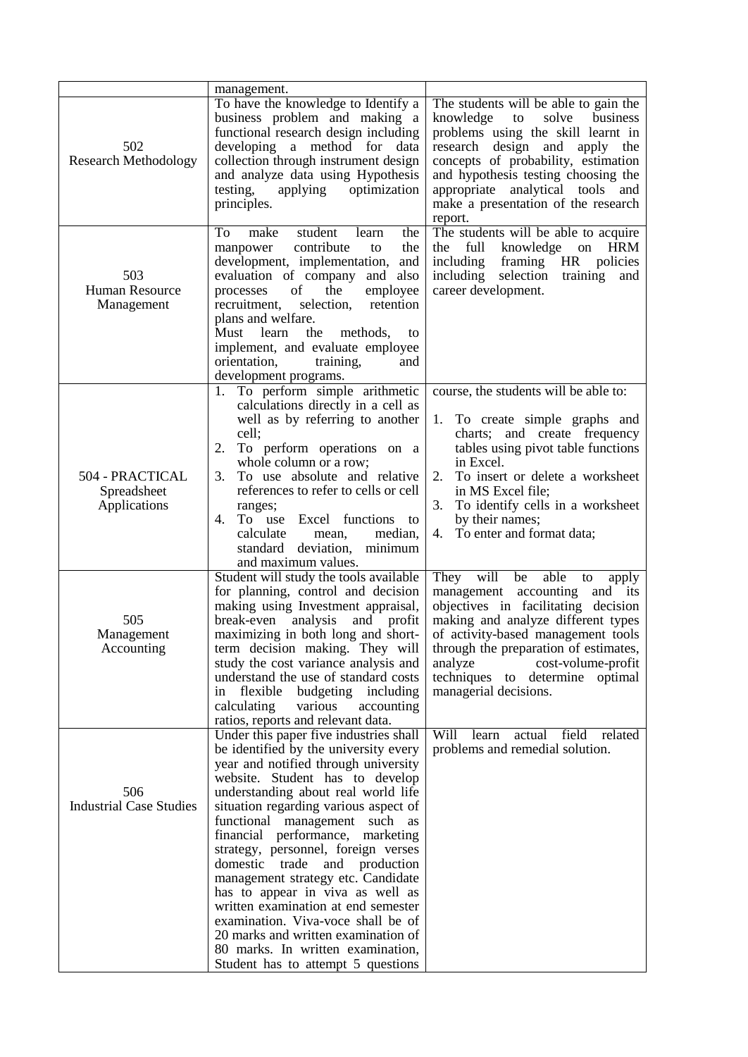| | | |
|---|---|---|
| | management. | |
| 502<br>Research Methodology | To have the knowledge to Identify a business problem and making a functional research design including developing a method for data collection through instrument design and analyze data using Hypothesis testing, applying optimization principles. | The students will be able to gain the knowledge to solve business problems using the skill learnt in research design and apply the concepts of probability, estimation and hypothesis testing choosing the appropriate analytical tools and make a presentation of the research report. |
| 503<br>Human Resource Management | To make student learn the manpower contribute to the development, implementation, and evaluation of company and also processes of the employee recruitment, selection, retention plans and welfare.<br>Must learn the methods, to implement, and evaluate employee orientation, training, and development programs. | The students will be able to acquire the full knowledge on HRM including framing HR policies including selection training and career development. |
| 504 - PRACTICAL<br>Spreadsheet Applications | 1. To perform simple arithmetic calculations directly in a cell as well as by referring to another cell;<br>2. To perform operations on a whole column or a row;<br>3. To use absolute and relative references to refer to cells or cell ranges;<br>4. To use Excel functions to calculate mean, median, standard deviation, minimum and maximum values. | course, the students will be able to:<br>1. To create simple graphs and charts; and create frequency tables using pivot table functions in Excel.<br>2. To insert or delete a worksheet in MS Excel file;<br>3. To identify cells in a worksheet by their names;<br>4. To enter and format data; |
| 505<br>Management Accounting | Student will study the tools available for planning, control and decision making using Investment appraisal, break-even analysis and profit maximizing in both long and short-term decision making. They will study the cost variance analysis and understand the use of standard costs in flexible budgeting including calculating various accounting ratios, reports and relevant data. | They will be able to apply management accounting and its objectives in facilitating decision making and analyze different types of activity-based management tools through the preparation of estimates, analyze cost-volume-profit techniques to determine optimal managerial decisions. |
| 506<br>Industrial Case Studies | Under this paper five industries shall be identified by the university every year and notified through university website. Student has to develop understanding about real world life situation regarding various aspect of functional management such as financial performance, marketing strategy, personnel, foreign verses domestic trade and production management strategy etc. Candidate has to appear in viva as well as written examination at end semester examination. Viva-voce shall be of 20 marks and written examination of 80 marks. In written examination, Student has to attempt 5 questions | Will learn actual field related problems and remedial solution. |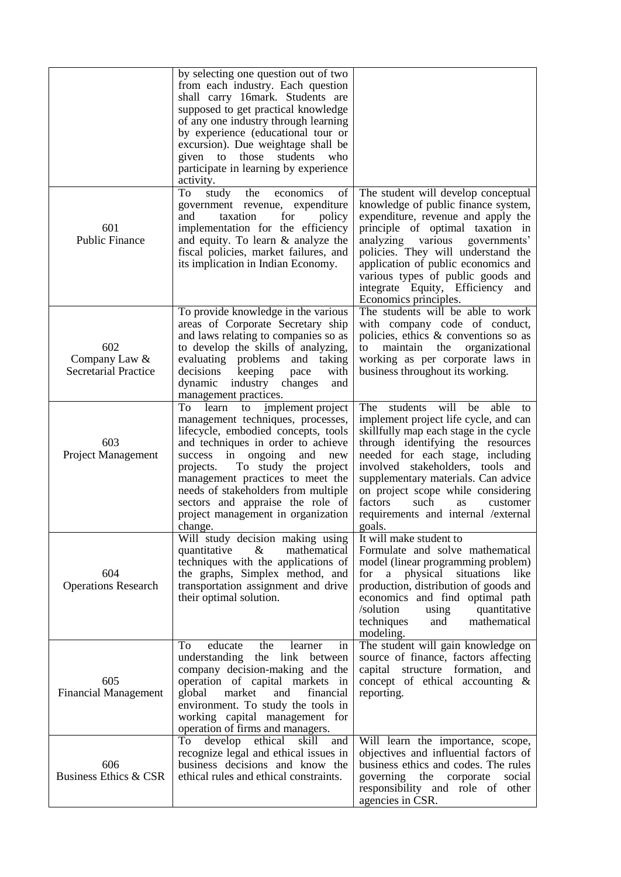|  | by selecting one question out of two from each industry. Each question shall carry 16mark. Students are supposed to get practical knowledge of any one industry through learning by experience (educational tour or excursion). Due weightage shall be given to those students who participate in learning by experience activity. |  |
|---|---|---|
| 601 Public Finance | To study the economics of government revenue, expenditure and taxation for policy implementation for the efficiency and equity. To learn & analyze the fiscal policies, market failures, and its implication in Indian Economy. | The student will develop conceptual knowledge of public finance system, expenditure, revenue and apply the principle of optimal taxation in analyzing various governments' policies. They will understand the application of public economics and various types of public goods and integrate Equity, Efficiency and Economics principles. |
| 602 Company Law & Secretarial Practice | To provide knowledge in the various areas of Corporate Secretary ship and laws relating to companies so as to develop the skills of analyzing, evaluating problems and taking decisions keeping pace with dynamic industry changes and management practices. | The students will be able to work with company code of conduct, policies, ethics & conventions so as to maintain the organizational working as per corporate laws in business throughout its working. |
| 603 Project Management | To learn to implement project management techniques, processes, lifecycle, embodied concepts, tools and techniques in order to achieve success in ongoing and new projects. To study the project management practices to meet the needs of stakeholders from multiple sectors and appraise the role of project management in organization change. | The students will be able to implement project life cycle, and can skillfully map each stage in the cycle through identifying the resources needed for each stage, including involved stakeholders, tools and supplementary materials. Can advice on project scope while considering factors such as customer requirements and internal /external goals. |
| 604 Operations Research | Will study decision making using quantitative & mathematical techniques with the applications of the graphs, Simplex method, and transportation assignment and drive their optimal solution. | It will make student to Formulate and solve mathematical model (linear programming problem) for a physical situations like production, distribution of goods and economics and find optimal path /solution using quantitative techniques and mathematical modeling. |
| 605 Financial Management | To educate the learner in understanding the link between company decision-making and the operation of capital markets in global market and financial environment. To study the tools in working capital management for operation of firms and managers. | The student will gain knowledge on source of finance, factors affecting capital structure formation, and concept of ethical accounting & reporting. |
| 606 Business Ethics & CSR | To develop ethical skill and recognize legal and ethical issues in business decisions and know the ethical rules and ethical constraints. | Will learn the importance, scope, objectives and influential factors of business ethics and codes. The rules governing the corporate social responsibility and role of other agencies in CSR. |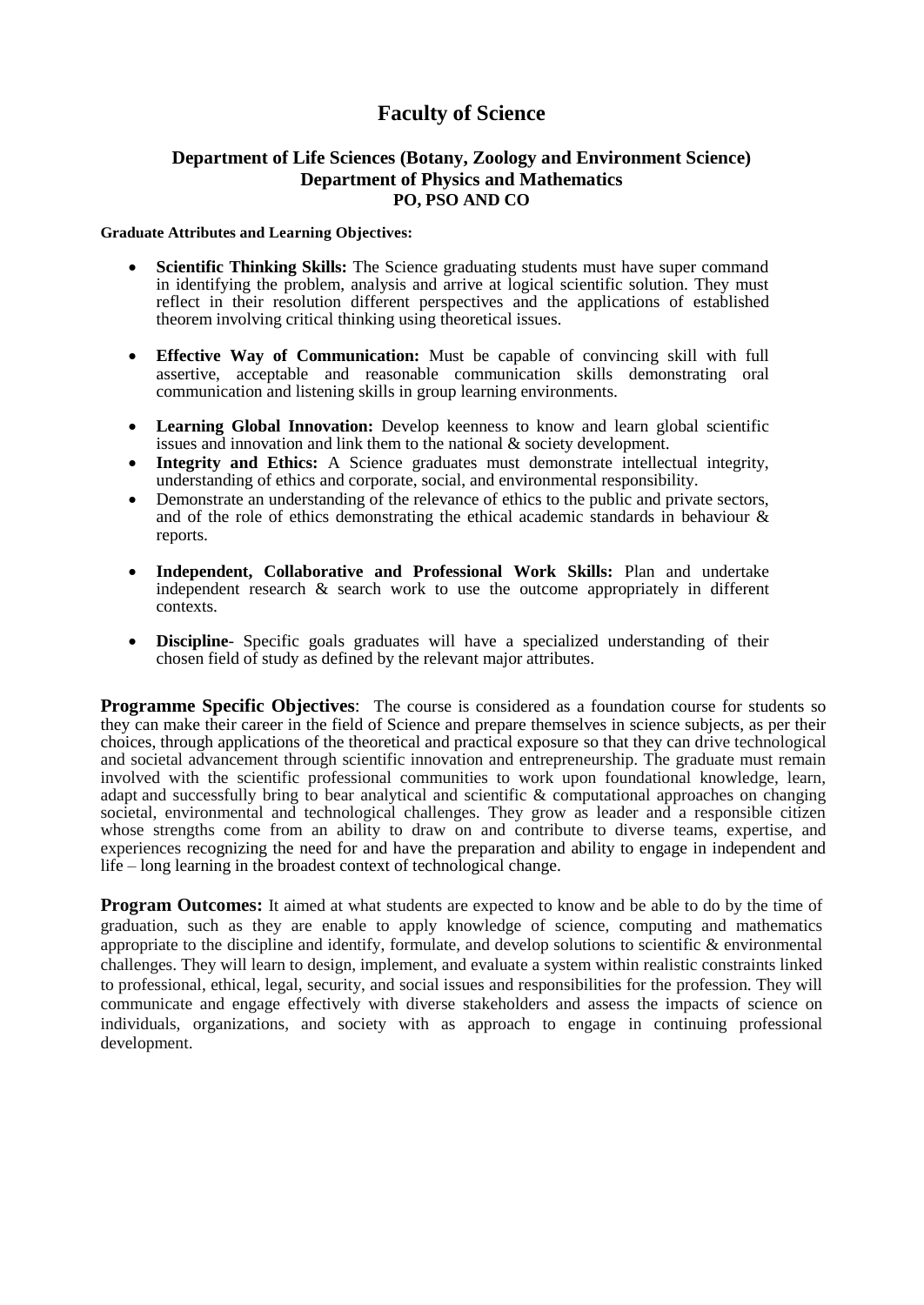# Faculty of Science

## Department of Life Sciences (Botany, Zoology and Environment Science)
## Department of Physics and Mathematics
## PO, PSO AND CO

**Graduate Attributes and Learning Objectives:**

- **Scientific Thinking Skills:** The Science graduating students must have super command in identifying the problem, analysis and arrive at logical scientific solution. They must reflect in their resolution different perspectives and the applications of established theorem involving critical thinking using theoretical issues.

- **Effective Way of Communication:** Must be capable of convincing skill with full assertive, acceptable and reasonable communication skills demonstrating oral communication and listening skills in group learning environments.

- **Learning Global Innovation:** Develop keenness to know and learn global scientific issues and innovation and link them to the national & society development.
- **Integrity and Ethics:** A Science graduates must demonstrate intellectual integrity, understanding of ethics and corporate, social, and environmental responsibility.
- Demonstrate an understanding of the relevance of ethics to the public and private sectors, and of the role of ethics demonstrating the ethical academic standards in behaviour & reports.

- **Independent, Collaborative and Professional Work Skills:** Plan and undertake independent research & search work to use the outcome appropriately in different contexts.

- **Discipline**- Specific goals graduates will have a specialized understanding of their chosen field of study as defined by the relevant major attributes.

**Programme Specific Objectives**: The course is considered as a foundation course for students so they can make their career in the field of Science and prepare themselves in science subjects, as per their choices, through applications of the theoretical and practical exposure so that they can drive technological and societal advancement through scientific innovation and entrepreneurship. The graduate must remain involved with the scientific professional communities to work upon foundational knowledge, learn, adapt and successfully bring to bear analytical and scientific & computational approaches on changing societal, environmental and technological challenges. They grow as leader and a responsible citizen whose strengths come from an ability to draw on and contribute to diverse teams, expertise, and experiences recognizing the need for and have the preparation and ability to engage in independent and life – long learning in the broadest context of technological change.

**Program Outcomes:** It aimed at what students are expected to know and be able to do by the time of graduation, such as they are enable to apply knowledge of science, computing and mathematics appropriate to the discipline and identify, formulate, and develop solutions to scientific & environmental challenges. They will learn to design, implement, and evaluate a system within realistic constraints linked to professional, ethical, legal, security, and social issues and responsibilities for the profession. They will communicate and engage effectively with diverse stakeholders and assess the impacts of science on individuals, organizations, and society with as approach to engage in continuing professional development.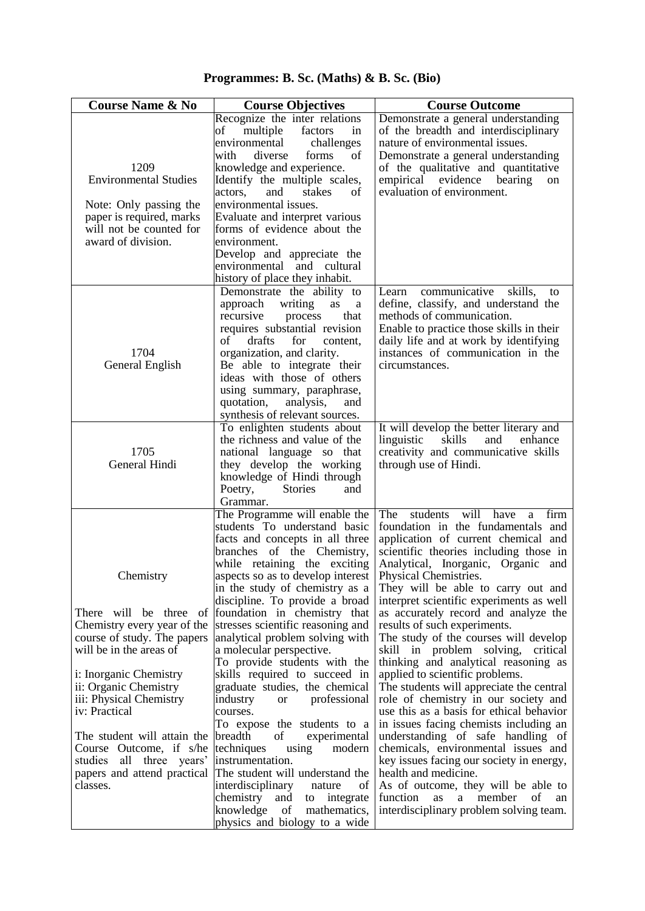# Programmes: B. Sc. (Maths) & B. Sc. (Bio)

| Course Name & No | Course Objectives | Course Outcome |
|---|---|---|
| 1209<br>Environmental Studies<br><br>Note: Only passing the paper is required, marks will not be counted for award of division. | Recognize the inter relations of multiple factors in environmental challenges with diverse forms of knowledge and experience.<br>Identify the multiple scales, actors, and stakes of environmental issues.<br>Evaluate and interpret various forms of evidence about the environment.<br>Develop and appreciate the environmental and cultural history of place they inhabit. | Demonstrate a general understanding of the breadth and interdisciplinary nature of environmental issues.<br>Demonstrate a general understanding of the qualitative and quantitative empirical evidence bearing on evaluation of environment. |
| 1704<br>General English | Demonstrate the ability to approach writing as a recursive process that requires substantial revision of drafts for content, organization, and clarity.<br>Be able to integrate their ideas with those of others using summary, paraphrase, quotation, analysis, and synthesis of relevant sources. | Learn communicative skills, to define, classify, and understand the methods of communication.<br>Enable to practice those skills in their daily life and at work by identifying instances of communication in the circumstances. |
| 1705<br>General Hindi | To enlighten students about the richness and value of the national language so that they develop the working knowledge of Hindi through Poetry, Stories and Grammar. | It will develop the better literary and linguistic skills and enhance creativity and communicative skills through use of Hindi. |
| Chemistry<br><br>There will be three of Chemistry every year of the course of study. The papers will be in the areas of<br><br>i: Inorganic Chemistry<br>ii: Organic Chemistry<br>iii: Physical Chemistry<br>iv: Practical<br><br>The student will attain the Course Outcome, if s/he studies all three years' papers and attend practical classes. | The Programme will enable the students To understand basic facts and concepts in all three branches of the Chemistry, while retaining the exciting aspects so as to develop interest in the study of chemistry as a discipline. To provide a broad foundation in chemistry that stresses scientific reasoning and analytical problem solving with a molecular perspective.<br>To provide students with the skills required to succeed in graduate studies, the chemical industry or professional courses.<br>To expose the students to a breadth of experimental techniques using modern instrumentation.<br>The student will understand the interdisciplinary nature of chemistry and to integrate knowledge of mathematics, physics and biology to a wide | The students will have a firm foundation in the fundamentals and application of current chemical and scientific theories including those in Analytical, Inorganic, Organic and Physical Chemistries.<br>They will be able to carry out and interpret scientific experiments as well as accurately record and analyze the results of such experiments.<br>The study of the courses will develop skill in problem solving, critical thinking and analytical reasoning as applied to scientific problems.<br>The students will appreciate the central role of chemistry in our society and use this as a basis for ethical behavior in issues facing chemists including an understanding of safe handling of chemicals, environmental issues and key issues facing our society in energy, health and medicine.<br>As of outcome, they will be able to function as a member of an interdisciplinary problem solving team. |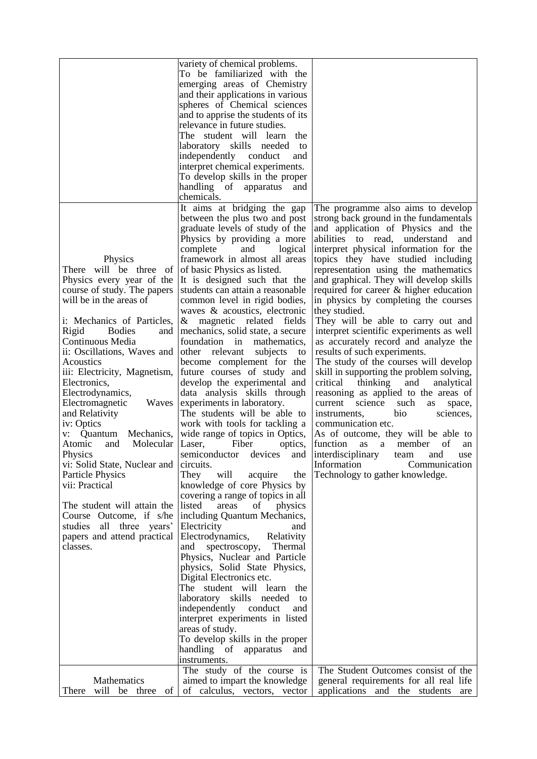| | | |
|---|---|---|
| | variety of chemical problems. To be familiarized with the emerging areas of Chemistry and their applications in various spheres of Chemical sciences and to apprise the students of its relevance in future studies. The student will learn the laboratory skills needed to independently conduct and interpret chemical experiments. To develop skills in the proper handling of apparatus and chemicals. | |
| Physics<br>There will be three of Physics every year of the course of study. The papers will be in the areas of<br><br>i: Mechanics of Particles, Rigid Bodies and Continuous Media<br>ii: Oscillations, Waves and Acoustics<br>iii: Electricity, Magnetism, Electronics, Electrodynamics, Electromagnetic Waves and Relativity<br>iv: Optics<br>v: Quantum Mechanics, Atomic and Molecular Physics<br>vi: Solid State, Nuclear and Particle Physics<br>vii: Practical<br><br>The student will attain the Course Outcome, if s/he studies all three years' papers and attend practical classes. | It aims at bridging the gap between the plus two and post graduate levels of study of the Physics by providing a more complete and logical framework in almost all areas of basic Physics as listed. It is designed such that the students can attain a reasonable common level in rigid bodies, waves & acoustics, electronic & magnetic related fields mechanics, solid state, a secure foundation in mathematics, other relevant subjects to become complement for the future courses of study and develop the experimental and data analysis skills through experiments in laboratory. The students will be able to work with tools for tackling a wide range of topics in Optics, Laser, Fiber optics, semiconductor devices and circuits. They will acquire the knowledge of core Physics by covering a range of topics in all listed areas of physics including Quantum Mechanics, Electricity and Electrodynamics, Relativity and spectroscopy, Thermal Physics, Nuclear and Particle physics, Solid State Physics, Digital Electronics etc. The student will learn the laboratory skills needed to independently conduct and interpret experiments in listed areas of study. To develop skills in the proper handling of apparatus and instruments. | The programme also aims to develop strong back ground in the fundamentals and application of Physics and the abilities to read, understand and interpret physical information for the topics they have studied including representation using the mathematics and graphical. They will develop skills required for career & higher education in physics by completing the courses they studied. They will be able to carry out and interpret scientific experiments as well as accurately record and analyze the results of such experiments. The study of the courses will develop skill in supporting the problem solving, critical thinking and analytical reasoning as applied to the areas of current science such as space, instruments, bio sciences, communication etc. As of outcome, they will be able to function as a member of an interdisciplinary team and use Information Communication Technology to gather knowledge. |
| Mathematics<br>There will be three of | The study of the course is aimed to impart the knowledge of calculus, vectors, vector | The Student Outcomes consist of the general requirements for all real life applications and the students are |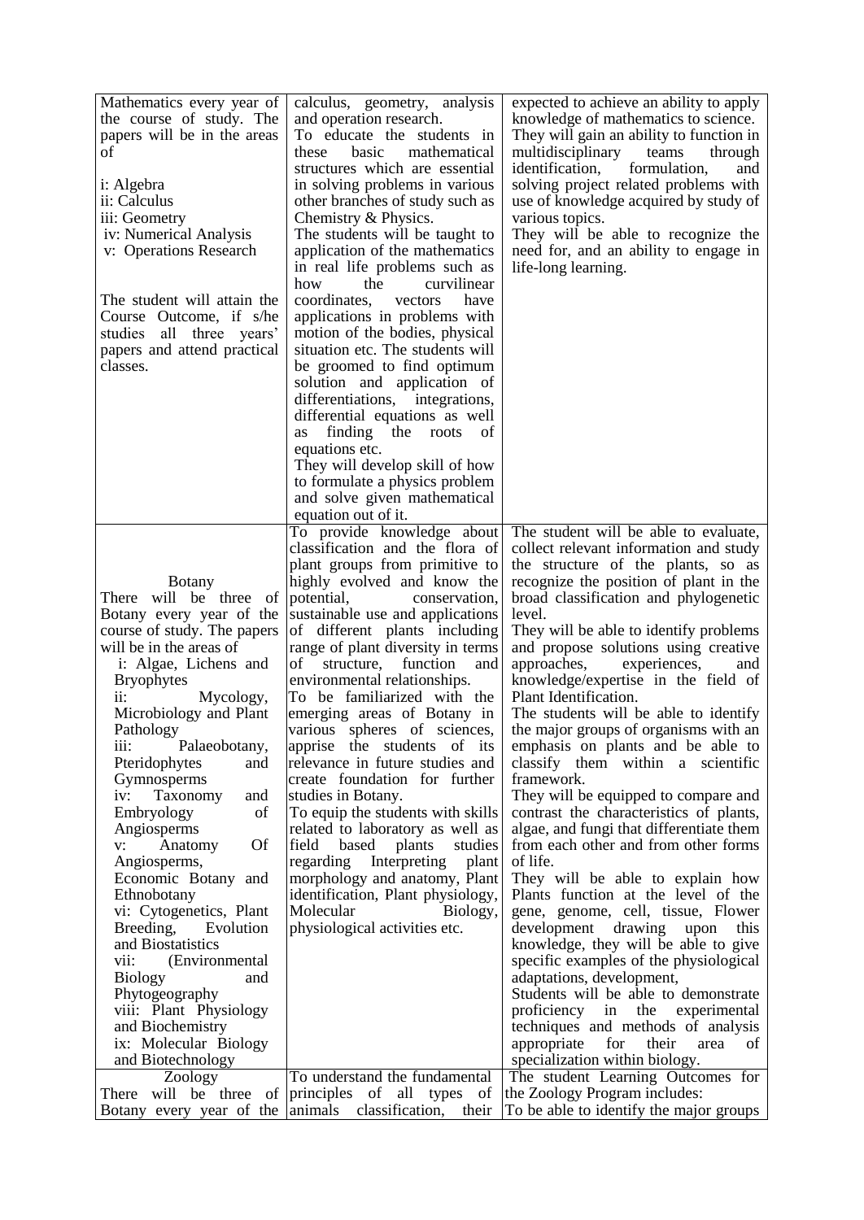| | | |
|---|---|---|
| Mathematics every year of the course of study. The papers will be in the areas of<br><br>i: Algebra<br>ii: Calculus<br>iii: Geometry<br>iv: Numerical Analysis<br>v: Operations Research<br><br>The student will attain the Course Outcome, if s/he studies all three years' papers and attend practical classes. | calculus, geometry, analysis and operation research.<br>To educate the students in these basic mathematical structures which are essential in solving problems in various other branches of study such as Chemistry & Physics.<br>The students will be taught to application of the mathematics in real life problems such as how the curvilinear coordinates, vectors have applications in problems with motion of the bodies, physical situation etc. The students will be groomed to find optimum solution and application of differentiations, integrations, differential equations as well as finding the roots of equations etc.<br>They will develop skill of how to formulate a physics problem and solve given mathematical equation out of it. | expected to achieve an ability to apply knowledge of mathematics to science.<br>They will gain an ability to function in multidisciplinary teams through identification, formulation, and solving project related problems with use of knowledge acquired by study of various topics.<br>They will be able to recognize the need for, and an ability to engage in life-long learning. |
| Botany<br>There will be three of Botany every year of the course of study. The papers will be in the areas of<br>i: Algae, Lichens and Bryophytes<br>ii: Mycology, Microbiology and Plant Pathology<br>iii: Palaeobotany, Pteridophytes and Gymnosperms<br>iv: Taxonomy and Embryology of Angiosperms<br>v: Anatomy Of Angiosperms, Economic Botany and Ethnobotany<br>vi: Cytogenetics, Plant Breeding, Evolution and Biostatistics<br>vii: (Environmental Biology and Phytogeography<br>viii: Plant Physiology and Biochemistry<br>ix: Molecular Biology and Biotechnology | To provide knowledge about classification and the flora of plant groups from primitive to highly evolved and know the potential, conservation, sustainable use and applications of different plants including range of plant diversity in terms of structure, function and environmental relationships.<br>To be familiarized with the emerging areas of Botany in various spheres of sciences, apprise the students of its relevance in future studies and create foundation for further studies in Botany.<br>To equip the students with skills related to laboratory as well as field based plants studies regarding Interpreting plant morphology and anatomy, Plant identification, Plant physiology, Molecular Biology, physiological activities etc. | The student will be able to evaluate, collect relevant information and study the structure of the plants, so as recognize the position of plant in the broad classification and phylogenetic level.<br>They will be able to identify problems and propose solutions using creative approaches, experiences, and knowledge/expertise in the field of Plant Identification.<br>The students will be able to identify the major groups of organisms with an emphasis on plants and be able to classify them within a scientific framework.<br>They will be equipped to compare and contrast the characteristics of plants, algae, and fungi that differentiate them from each other and from other forms of life.<br>They will be able to explain how Plants function at the level of the gene, genome, cell, tissue, Flower development drawing upon this knowledge, they will be able to give specific examples of the physiological adaptations, development,<br>Students will be able to demonstrate proficiency in the experimental techniques and methods of analysis appropriate for their area of specialization within biology. |
| Zoology<br>There will be three of Botany every year of the | To understand the fundamental principles of all types of animals classification, their | The student Learning Outcomes for the Zoology Program includes:<br>To be able to identify the major groups |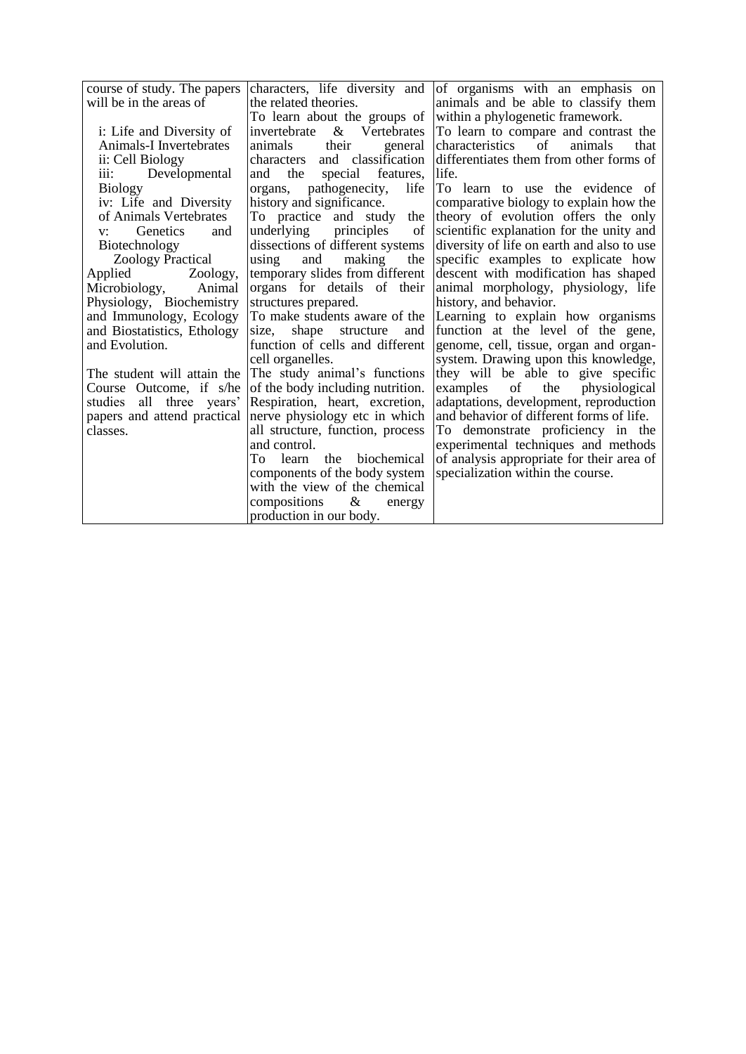| | | |
|---|---|---|
| course of study. The papers will be in the areas of<br><br>i: Life and Diversity of Animals-I Invertebrates<br>ii: Cell Biology<br>iii: Developmental Biology<br>iv: Life and Diversity of Animals Vertebrates<br>v: Genetics and Biotechnology<br>Zoology Practical<br>Applied Zoology, Microbiology, Animal Physiology, Biochemistry and Immunology, Ecology and Biostatistics, Ethology and Evolution.<br><br>The student will attain the Course Outcome, if s/he studies all three years' papers and attend practical classes. | characters, life diversity and the related theories.<br>To learn about the groups of invertebrate & Vertebrates animals their general characters and classification and the special features, organs, pathogenecity, life history and significance.<br>To practice and study the underlying principles of dissections of different systems using and making the temporary slides from different organs for details of their structures prepared.<br>To make students aware of the size, shape structure and function of cells and different cell organelles.<br>The study animal's functions of the body including nutrition. Respiration, heart, excretion, nerve physiology etc in which all structure, function, process and control.<br>To learn the biochemical components of the body system with the view of the chemical compositions & energy production in our body. | of organisms with an emphasis on animals and be able to classify them within a phylogenetic framework.<br>To learn to compare and contrast the characteristics of animals that differentiates them from other forms of life.<br>To learn to use the evidence of comparative biology to explain how the theory of evolution offers the only scientific explanation for the unity and diversity of life on earth and also to use specific examples to explicate how descent with modification has shaped animal morphology, physiology, life history, and behavior.<br>Learning to explain how organisms function at the level of the gene, genome, cell, tissue, organ and organ-system. Drawing upon this knowledge, they will be able to give specific examples of the physiological adaptations, development, reproduction and behavior of different forms of life.<br>To demonstrate proficiency in the experimental techniques and methods of analysis appropriate for their area of specialization within the course. |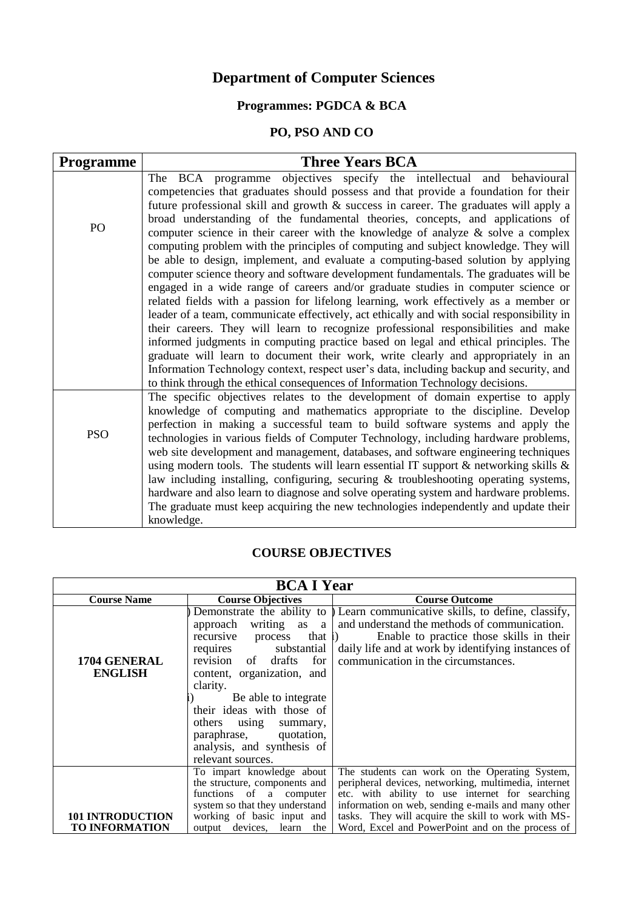# Department of Computer Sciences

## Programmes: PGDCA & BCA

### PO, PSO AND CO

| Programme | Three Years BCA |
|---|---|
| PO | The BCA programme objectives specify the intellectual and behavioural competencies that graduates should possess and that provide a foundation for their future professional skill and growth & success in career. The graduates will apply a broad understanding of the fundamental theories, concepts, and applications of computer science in their career with the knowledge of analyze & solve a complex computing problem with the principles of computing and subject knowledge. They will be able to design, implement, and evaluate a computing-based solution by applying computer science theory and software development fundamentals. The graduates will be engaged in a wide range of careers and/or graduate studies in computer science or related fields with a passion for lifelong learning, work effectively as a member or leader of a team, communicate effectively, act ethically and with social responsibility in their careers. They will learn to recognize professional responsibilities and make informed judgments in computing practice based on legal and ethical principles. The graduate will learn to document their work, write clearly and appropriately in an Information Technology context, respect user's data, including backup and security, and to think through the ethical consequences of Information Technology decisions. |
| PSO | The specific objectives relates to the development of domain expertise to apply knowledge of computing and mathematics appropriate to the discipline. Develop perfection in making a successful team to build software systems and apply the technologies in various fields of Computer Technology, including hardware problems, web site development and management, databases, and software engineering techniques using modern tools. The students will learn essential IT support & networking skills & law including installing, configuring, securing & troubleshooting operating systems, hardware and also learn to diagnose and solve operating system and hardware problems. The graduate must keep acquiring the new technologies independently and update their knowledge. |

### COURSE OBJECTIVES

| BCA I Year | | |
|---|---|---|
| **Course Name** | **Course Objectives** | **Course Outcome** |
| **1704 GENERAL ENGLISH** | ) Demonstrate the ability to approach writing as a recursive process that requires substantial revision of drafts for content, organization, and clarity. i) Be able to integrate their ideas with those of others using summary, paraphrase, quotation, analysis, and synthesis of relevant sources. | ) Learn communicative skills, to define, classify, and understand the methods of communication. i) Enable to practice those skills in their daily life and at work by identifying instances of communication in the circumstances. |
| **101 INTRODUCTION TO INFORMATION** | To impart knowledge about the structure, components and functions of a computer system so that they understand working of basic input and output devices, learn the | The students can work on the Operating System, peripheral devices, networking, multimedia, internet etc. with ability to use internet for searching information on web, sending e-mails and many other tasks. They will acquire the skill to work with MS-Word, Excel and PowerPoint and on the process of |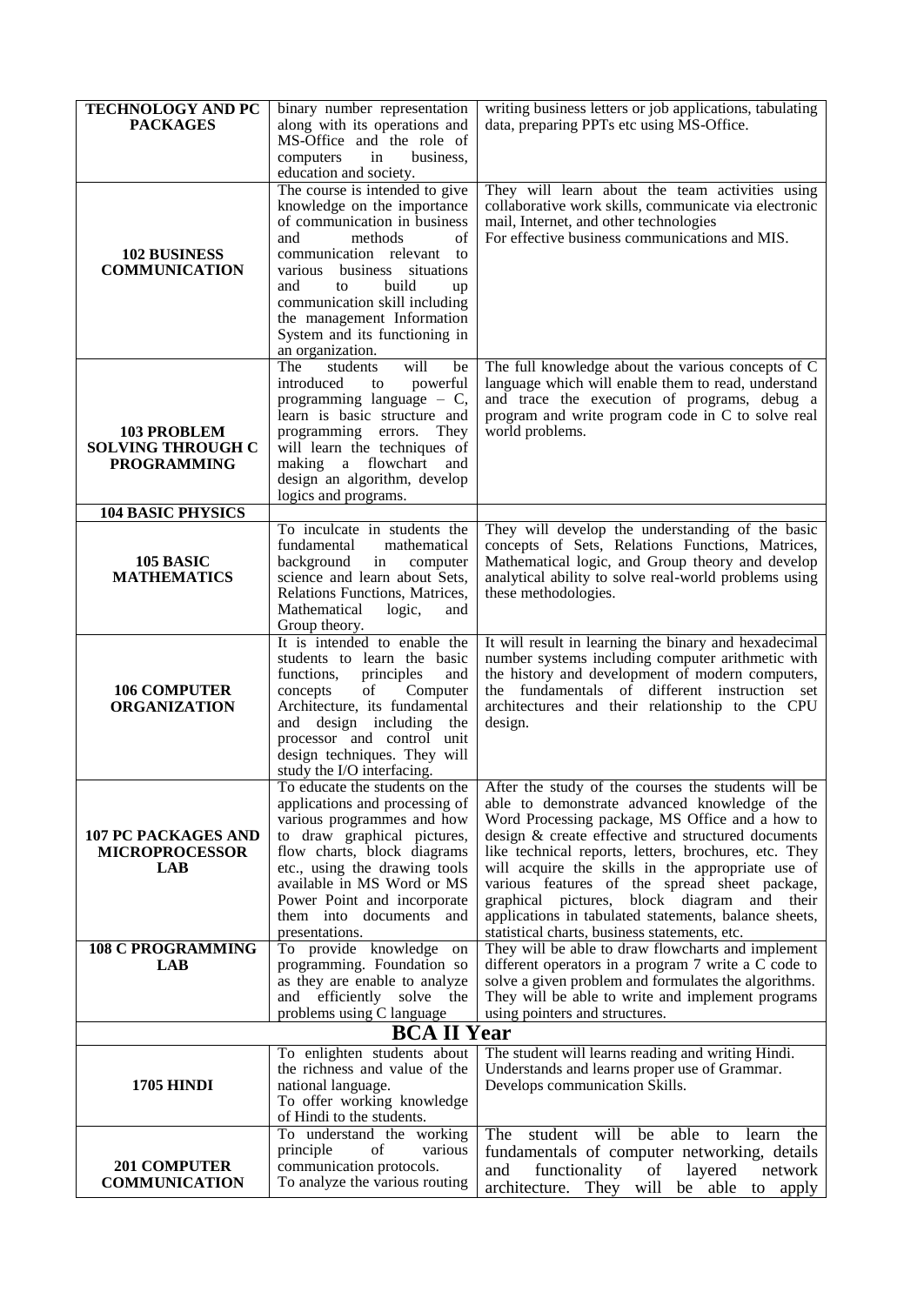| | | |
|---|---|---|
| **TECHNOLOGY AND PC PACKAGES** | binary number representation along with its operations and MS-Office and the role of computers in business, education and society. | writing business letters or job applications, tabulating data, preparing PPTs etc using MS-Office. |
| **102 BUSINESS COMMUNICATION** | The course is intended to give knowledge on the importance of communication in business and methods of communication relevant to various business situations and to build up communication skill including the management Information System and its functioning in an organization. | They will learn about the team activities using collaborative work skills, communicate via electronic mail, Internet, and other technologies For effective business communications and MIS. |
| **103 PROBLEM SOLVING THROUGH C PROGRAMMING** | The students will be introduced to powerful programming language – C, learn is basic structure and programming errors. They will learn the techniques of making a flowchart and design an algorithm, develop logics and programs. | The full knowledge about the various concepts of C language which will enable them to read, understand and trace the execution of programs, debug a program and write program code in C to solve real world problems. |
| **104 BASIC PHYSICS** | | |
| **105 BASIC MATHEMATICS** | To inculcate in students the fundamental mathematical background in computer science and learn about Sets, Relations Functions, Matrices, Mathematical logic, and Group theory. | They will develop the understanding of the basic concepts of Sets, Relations Functions, Matrices, Mathematical logic, and Group theory and develop analytical ability to solve real-world problems using these methodologies. |
| **106 COMPUTER ORGANIZATION** | It is intended to enable the students to learn the basic functions, principles and concepts of Computer Architecture, its fundamental and design including the processor and control unit design techniques. They will study the I/O interfacing. | It will result in learning the binary and hexadecimal number systems including computer arithmetic with the history and development of modern computers, the fundamentals of different instruction set architectures and their relationship to the CPU design. |
| **107 PC PACKAGES AND MICROPROCESSOR LAB** | To educate the students on the applications and processing of various programmes and how to draw graphical pictures, flow charts, block diagrams etc., using the drawing tools available in MS Word or MS Power Point and incorporate them into documents and presentations. | After the study of the courses the students will be able to demonstrate advanced knowledge of the Word Processing package, MS Office and a how to design & create effective and structured documents like technical reports, letters, brochures, etc. They will acquire the skills in the appropriate use of various features of the spread sheet package, graphical pictures, block diagram and their applications in tabulated statements, balance sheets, statistical charts, business statements, etc. |
| **108 C PROGRAMMING LAB** | To provide knowledge on programming. Foundation so as they are enable to analyze and efficiently solve the problems using C language | They will be able to draw flowcharts and implement different operators in a program 7 write a C code to solve a given problem and formulates the algorithms. They will be able to write and implement programs using pointers and structures. |
| **BCA II Year** | | |
| **1705 HINDI** | To enlighten students about the richness and value of the national language. To offer working knowledge of Hindi to the students. | The student will learns reading and writing Hindi. Understands and learns proper use of Grammar. Develops communication Skills. |
| **201 COMPUTER COMMUNICATION** | To understand the working principle of various communication protocols. To analyze the various routing | The student will be able to learn the fundamentals of computer networking, details and functionality of layered network architecture. They will be able to apply |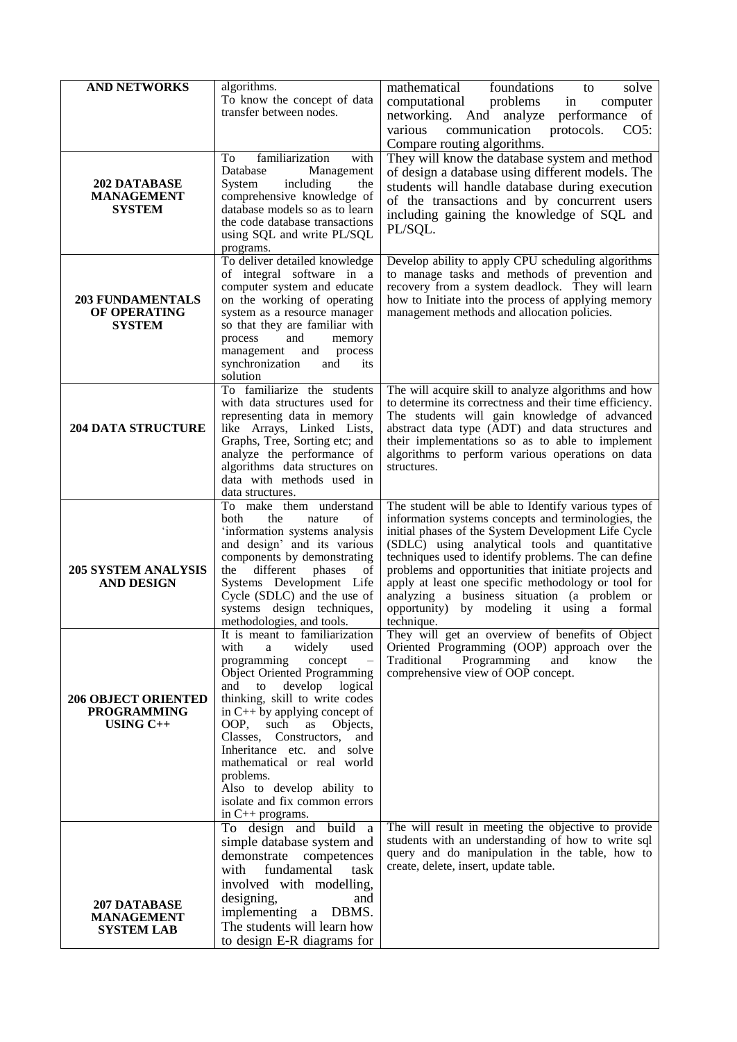| | | |
|---|---|---|
| **AND NETWORKS** | algorithms. To know the concept of data transfer between nodes. | mathematical foundations to solve computational problems in computer networking. And analyze performance of various communication protocols. CO5: Compare routing algorithms. |
| **202 DATABASE MANAGEMENT SYSTEM** | To familiarization with Database Management System including the comprehensive knowledge of database models so as to learn the code database transactions using SQL and write PL/SQL programs. | They will know the database system and method of design a database using different models. The students will handle database during execution of the transactions and by concurrent users including gaining the knowledge of SQL and PL/SQL. |
| **203 FUNDAMENTALS OF OPERATING SYSTEM** | To deliver detailed knowledge of integral software in a computer system and educate on the working of operating system as a resource manager so that they are familiar with process and memory management and process synchronization and its solution | Develop ability to apply CPU scheduling algorithms to manage tasks and methods of prevention and recovery from a system deadlock. They will learn how to Initiate into the process of applying memory management methods and allocation policies. |
| **204 DATA STRUCTURE** | To familiarize the students with data structures used for representing data in memory like Arrays, Linked Lists, Graphs, Tree, Sorting etc; and analyze the performance of algorithms data structures on data with methods used in data structures. | The will acquire skill to analyze algorithms and how to determine its correctness and their time efficiency. The students will gain knowledge of advanced abstract data type (ADT) and data structures and their implementations so as to able to implement algorithms to perform various operations on data structures. |
| **205 SYSTEM ANALYSIS AND DESIGN** | To make them understand both the nature of 'information systems analysis and design' and its various components by demonstrating the different phases of Systems Development Life Cycle (SDLC) and the use of systems design techniques, methodologies, and tools. | The student will be able to Identify various types of information systems concepts and terminologies, the initial phases of the System Development Life Cycle (SDLC) using analytical tools and quantitative techniques used to identify problems. The can define problems and opportunities that initiate projects and apply at least one specific methodology or tool for analyzing a business situation (a problem or opportunity) by modeling it using a formal technique. |
| **206 OBJECT ORIENTED PROGRAMMING USING C++** | It is meant to familiarization with a widely used programming concept – Object Oriented Programming and to develop logical thinking, skill to write codes in C++ by applying concept of OOP, such as Objects, Classes, Constructors, and Inheritance etc. and solve mathematical or real world problems. Also to develop ability to isolate and fix common errors in C++ programs. | They will get an overview of benefits of Object Oriented Programming (OOP) approach over the Traditional Programming and know the comprehensive view of OOP concept. |
| **207 DATABASE MANAGEMENT SYSTEM LAB** | To design and build a simple database system and demonstrate competences with fundamental task involved with modelling, designing, and implementing a DBMS. The students will learn how to design E-R diagrams for | The will result in meeting the objective to provide students with an understanding of how to write sql query and do manipulation in the table, how to create, delete, insert, update table. |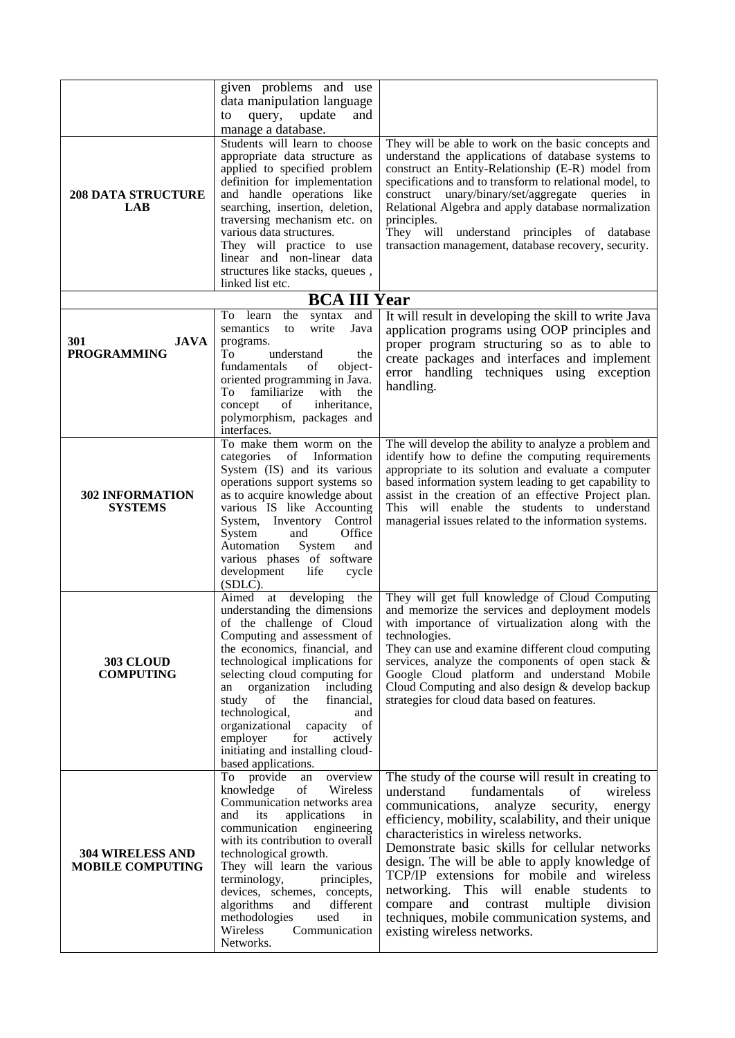| | | |
|---|---|---|
| | given problems and use data manipulation language to query, update and manage a database. | |
| **208 DATA STRUCTURE LAB** | Students will learn to choose appropriate data structure as applied to specified problem definition for implementation and handle operations like searching, insertion, deletion, traversing mechanism etc. on various data structures. They will practice to use linear and non-linear data structures like stacks, queues , linked list etc. | They will be able to work on the basic concepts and understand the applications of database systems to construct an Entity-Relationship (E-R) model from specifications and to transform to relational model, to construct unary/binary/set/aggregate queries in Relational Algebra and apply database normalization principles. They will understand principles of database transaction management, database recovery, security. |
| **BCA III Year** | | |
| **301 JAVA PROGRAMMING** | To learn the syntax and semantics to write Java programs. To understand the fundamentals of object-oriented programming in Java. To familiarize with the concept of inheritance, polymorphism, packages and interfaces. | It will result in developing the skill to write Java application programs using OOP principles and proper program structuring so as to able to create packages and interfaces and implement error handling techniques using exception handling. |
| **302 INFORMATION SYSTEMS** | To make them worm on the categories of Information System (IS) and its various operations support systems so as to acquire knowledge about various IS like Accounting System, Inventory Control System and Office Automation System and various phases of software development life cycle (SDLC). | The will develop the ability to analyze a problem and identify how to define the computing requirements appropriate to its solution and evaluate a computer based information system leading to get capability to assist in the creation of an effective Project plan. This will enable the students to understand managerial issues related to the information systems. |
| **303 CLOUD COMPUTING** | Aimed at developing the understanding the dimensions of the challenge of Cloud Computing and assessment of the economics, financial, and technological implications for selecting cloud computing for an organization including study of the financial, technological, and organizational capacity of employer for actively initiating and installing cloud-based applications. | They will get full knowledge of Cloud Computing and memorize the services and deployment models with importance of virtualization along with the technologies. They can use and examine different cloud computing services, analyze the components of open stack & Google Cloud platform and understand Mobile Cloud Computing and also design & develop backup strategies for cloud data based on features. |
| **304 WIRELESS AND MOBILE COMPUTING** | To provide an overview knowledge of Wireless Communication networks area and its applications in communication engineering with its contribution to overall technological growth. They will learn the various terminology, principles, devices, schemes, concepts, algorithms and different methodologies used in Wireless Communication Networks. | The study of the course will result in creating to understand fundamentals of wireless communications, analyze security, energy efficiency, mobility, scalability, and their unique characteristics in wireless networks. Demonstrate basic skills for cellular networks design. The will be able to apply knowledge of TCP/IP extensions for mobile and wireless networking. This will enable students to compare and contrast multiple division techniques, mobile communication systems, and existing wireless networks. |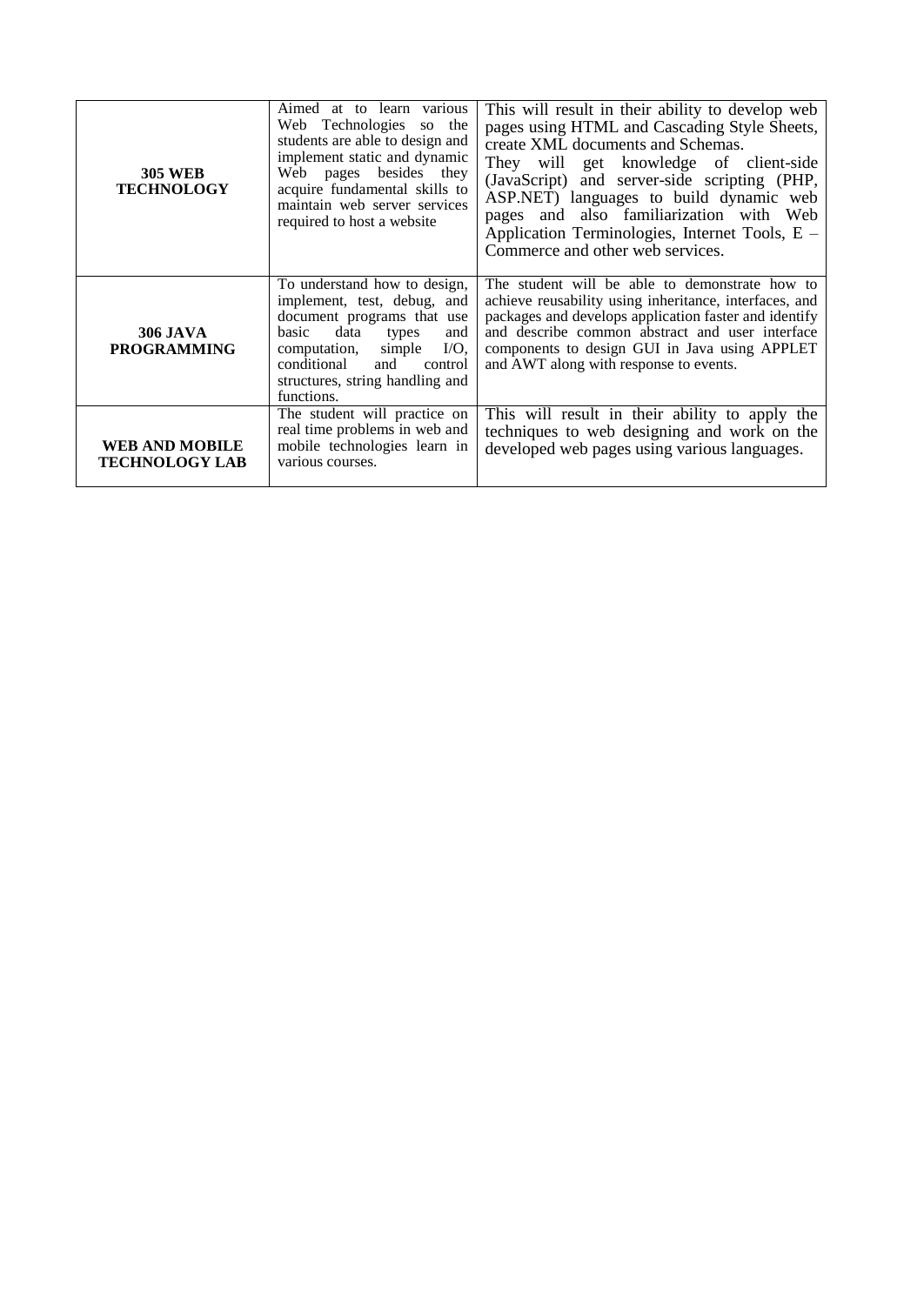| | | |
|---|---|---|
| **305 WEB TECHNOLOGY** | Aimed at to learn various Web Technologies so the students are able to design and implement static and dynamic Web pages besides they acquire fundamental skills to maintain web server services required to host a website | This will result in their ability to develop web pages using HTML and Cascading Style Sheets, create XML documents and Schemas. They will get knowledge of client-side (JavaScript) and server-side scripting (PHP, ASP.NET) languages to build dynamic web pages and also familiarization with Web Application Terminologies, Internet Tools, E – Commerce and other web services. |
| **306 JAVA PROGRAMMING** | To understand how to design, implement, test, debug, and document programs that use basic data types and computation, simple I/O, conditional and control structures, string handling and functions. | The student will be able to demonstrate how to achieve reusability using inheritance, interfaces, and packages and develops application faster and identify and describe common abstract and user interface components to design GUI in Java using APPLET and AWT along with response to events. |
| **WEB AND MOBILE TECHNOLOGY LAB** | The student will practice on real time problems in web and mobile technologies learn in various courses. | This will result in their ability to apply the techniques to web designing and work on the developed web pages using various languages. |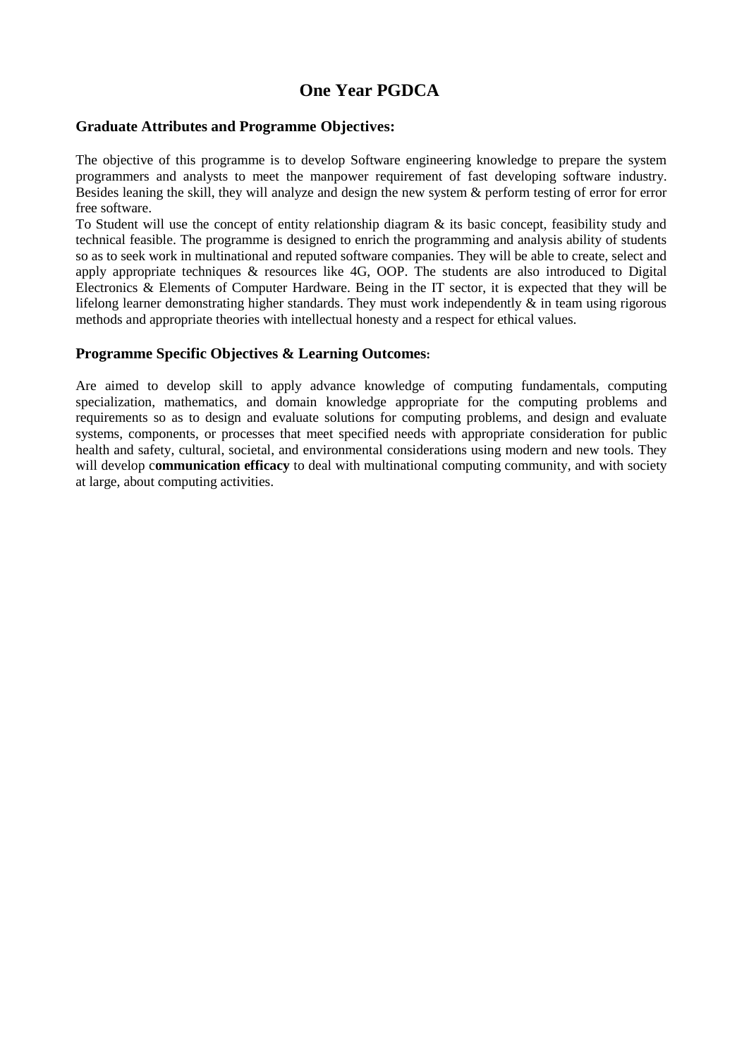# One Year PGDCA

## Graduate Attributes and Programme Objectives:

The objective of this programme is to develop Software engineering knowledge to prepare the system programmers and analysts to meet the manpower requirement of fast developing software industry. Besides leaning the skill, they will analyze and design the new system & perform testing of error for error free software.

To Student will use the concept of entity relationship diagram & its basic concept, feasibility study and technical feasible. The programme is designed to enrich the programming and analysis ability of students so as to seek work in multinational and reputed software companies. They will be able to create, select and apply appropriate techniques & resources like 4G, OOP. The students are also introduced to Digital Electronics & Elements of Computer Hardware. Being in the IT sector, it is expected that they will be lifelong learner demonstrating higher standards. They must work independently & in team using rigorous methods and appropriate theories with intellectual honesty and a respect for ethical values.

## Programme Specific Objectives & Learning Outcomes:

Are aimed to develop skill to apply advance knowledge of computing fundamentals, computing specialization, mathematics, and domain knowledge appropriate for the computing problems and requirements so as to design and evaluate solutions for computing problems, and design and evaluate systems, components, or processes that meet specified needs with appropriate consideration for public health and safety, cultural, societal, and environmental considerations using modern and new tools. They will develop c**ommunication efficacy** to deal with multinational computing community, and with society at large, about computing activities.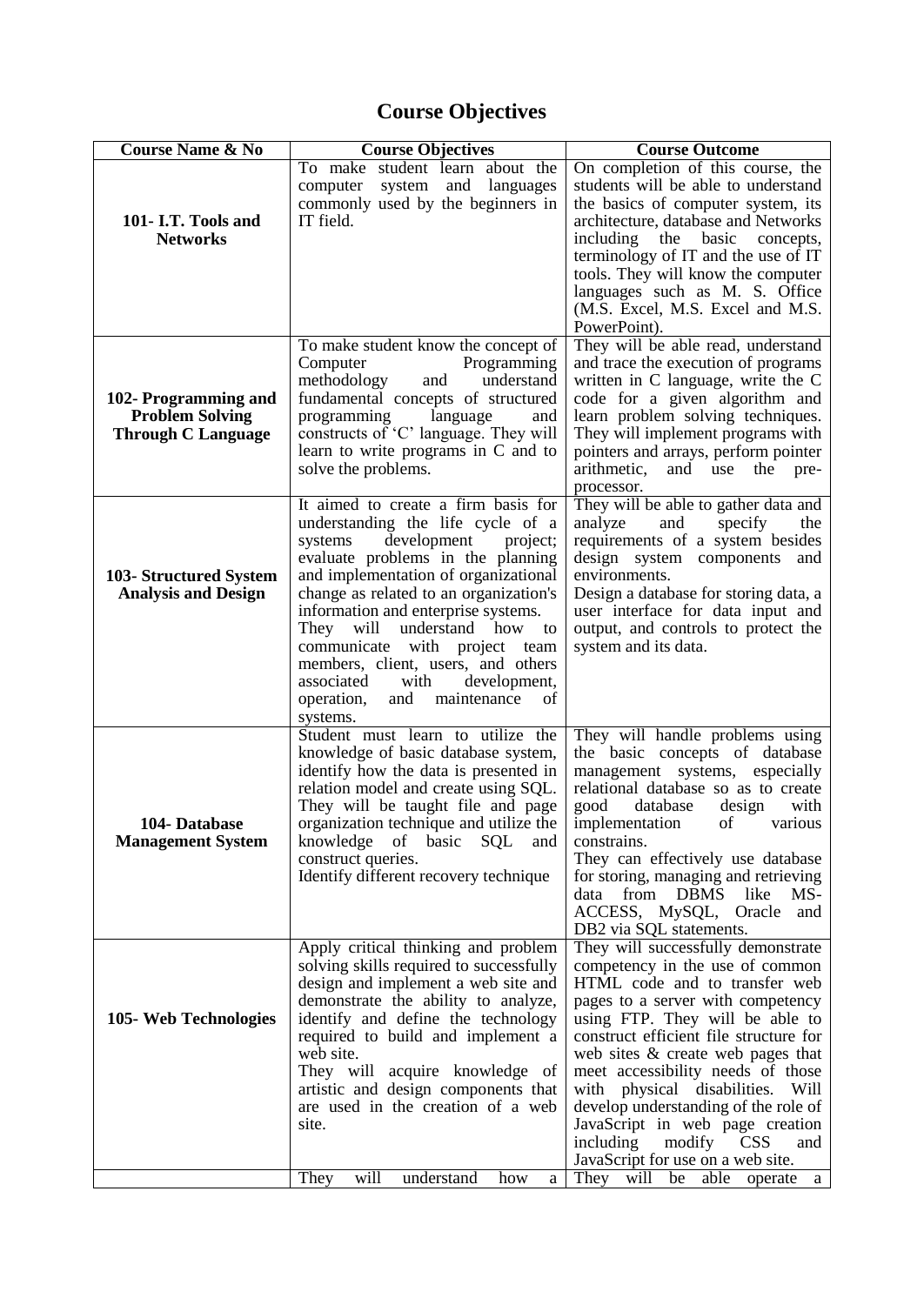# Course Objectives

| Course Name & No | Course Objectives | Course Outcome |
|---|---|---|
| **101- I.T. Tools and Networks** | To make student learn about the computer system and languages commonly used by the beginners in IT field. | On completion of this course, the students will be able to understand the basics of computer system, its architecture, database and Networks including the basic concepts, terminology of IT and the use of IT tools. They will know the computer languages such as M. S. Office (M.S. Excel, M.S. Excel and M.S. PowerPoint). |
| **102- Programming and Problem Solving Through C Language** | To make student know the concept of Computer Programming methodology and understand fundamental concepts of structured programming language and constructs of 'C' language. They will learn to write programs in C and to solve the problems. | They will be able read, understand and trace the execution of programs written in C language, write the C code for a given algorithm and learn problem solving techniques. They will implement programs with pointers and arrays, perform pointer arithmetic, and use the pre-processor. |
| **103- Structured System Analysis and Design** | It aimed to create a firm basis for understanding the life cycle of a systems development project; evaluate problems in the planning and implementation of organizational change as related to an organization's information and enterprise systems. They will understand how to communicate with project team members, client, users, and others associated with development, operation, and maintenance of systems. | They will be able to gather data and analyze and specify the requirements of a system besides design system components and environments.<br>Design a database for storing data, a user interface for data input and output, and controls to protect the system and its data. |
| **104- Database Management System** | Student must learn to utilize the knowledge of basic database system, identify how the data is presented in relation model and create using SQL. They will be taught file and page organization technique and utilize the knowledge of basic SQL and construct queries.<br>Identify different recovery technique | They will handle problems using the basic concepts of database management systems, especially relational database so as to create good database design with implementation of various constrains.<br>They can effectively use database for storing, managing and retrieving data from DBMS like MS-ACCESS, MySQL, Oracle and DB2 via SQL statements. |
| **105- Web Technologies** | Apply critical thinking and problem solving skills required to successfully design and implement a web site and demonstrate the ability to analyze, identify and define the technology required to build and implement a web site.<br>They will acquire knowledge of artistic and design components that are used in the creation of a web site. | They will successfully demonstrate competency in the use of common HTML code and to transfer web pages to a server with competency using FTP. They will be able to construct efficient file structure for web sites & create web pages that meet accessibility needs of those with physical disabilities. Will develop understanding of the role of JavaScript in web page creation including modify CSS and JavaScript for use on a web site. |
| | They will understand how a | They will be able operate a |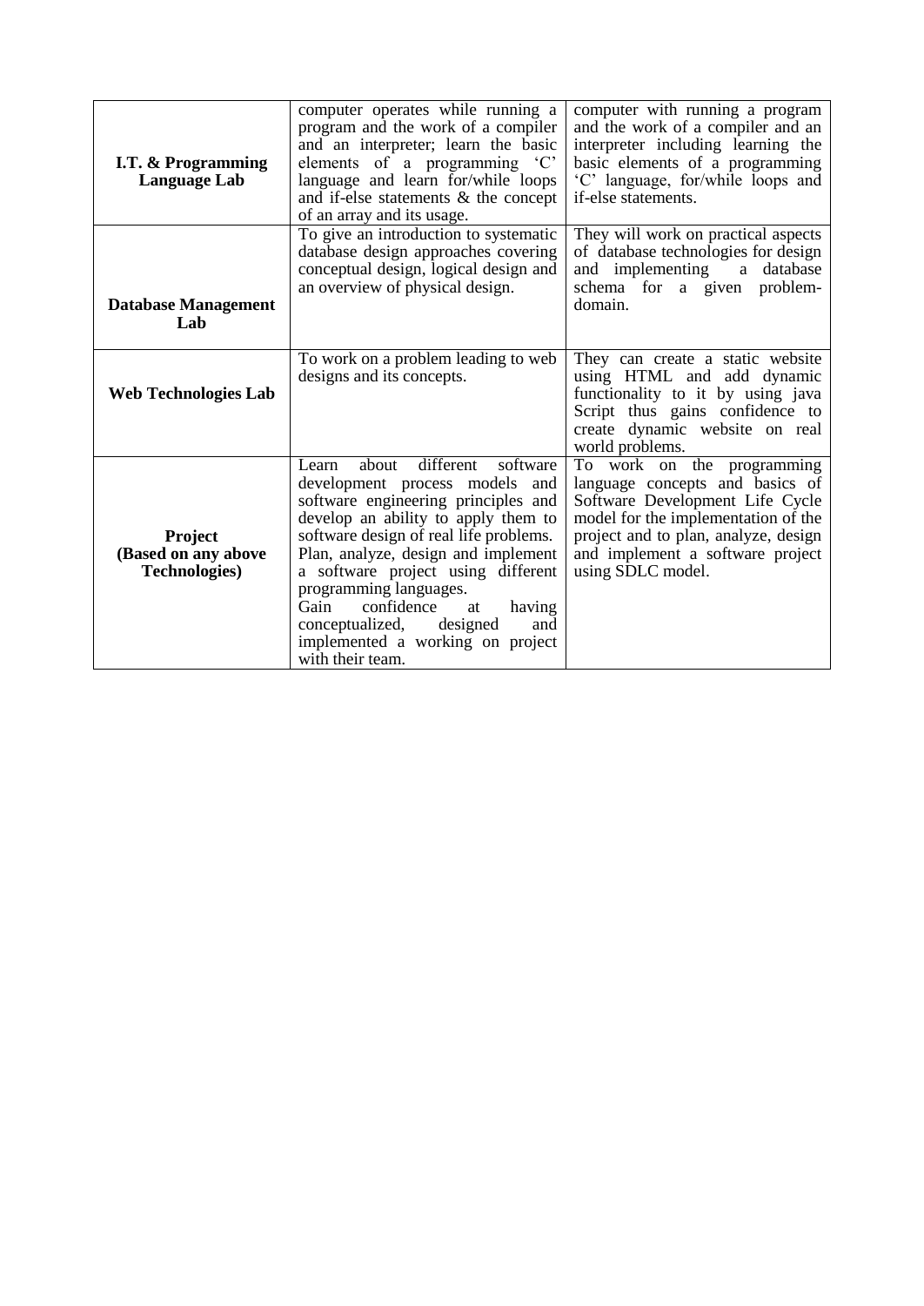| | | |
|---|---|---|
| **I.T. & Programming Language Lab** | computer operates while running a program and the work of a compiler and an interpreter; learn the basic elements of a programming 'C' language and learn for/while loops and if-else statements & the concept of an array and its usage. | computer with running a program and the work of a compiler and an interpreter including learning the basic elements of a programming 'C' language, for/while loops and if-else statements. |
| **Database Management Lab** | To give an introduction to systematic database design approaches covering conceptual design, logical design and an overview of physical design. | They will work on practical aspects of database technologies for design and implementing a database schema for a given problem-domain. |
| **Web Technologies Lab** | To work on a problem leading to web designs and its concepts. | They can create a static website using HTML and add dynamic functionality to it by using java Script thus gains confidence to create dynamic website on real world problems. |
| **Project (Based on any above Technologies)** | Learn about different software development process models and software engineering principles and develop an ability to apply them to software design of real life problems. Plan, analyze, design and implement a software project using different programming languages. Gain confidence at having conceptualized, designed and implemented a working on project with their team. | To work on the programming language concepts and basics of Software Development Life Cycle model for the implementation of the project and to plan, analyze, design and implement a software project using SDLC model. |